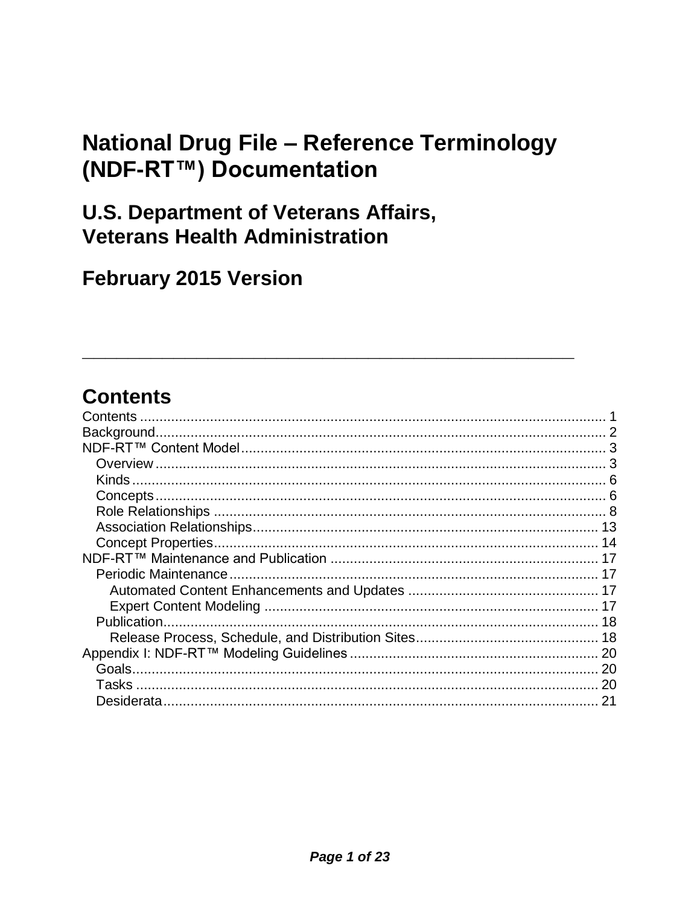# National Drug File – Reference Terminology (NDF-RT™) Documentation

## U.S. Department of Veterans Affairs, Veterans Health Administration

## February 2015 Version

---

## Contents

Contents ........................................................ 1
Background........................................................ 2
NDF-RT™ Content Model........................................................ 3
- Overview........................................................ 3
- Kinds........................................................ 6
- Concepts........................................................ 6
- Role Relationships........................................................ 8
- Association Relationships........................................................ 13
- Concept Properties........................................................ 14

NDF-RT™ Maintenance and Publication........................................................ 17
- Periodic Maintenance........................................................ 17
  - Automated Content Enhancements and Updates........................................................ 17
  - Expert Content Modeling........................................................ 17
- Publication........................................................ 18
  - Release Process, Schedule, and Distribution Sites........................................................ 18

Appendix I: NDF-RT™ Modeling Guidelines........................................................ 20
- Goals........................................................ 20
- Tasks........................................................ 20
- Desiderata........................................................ 21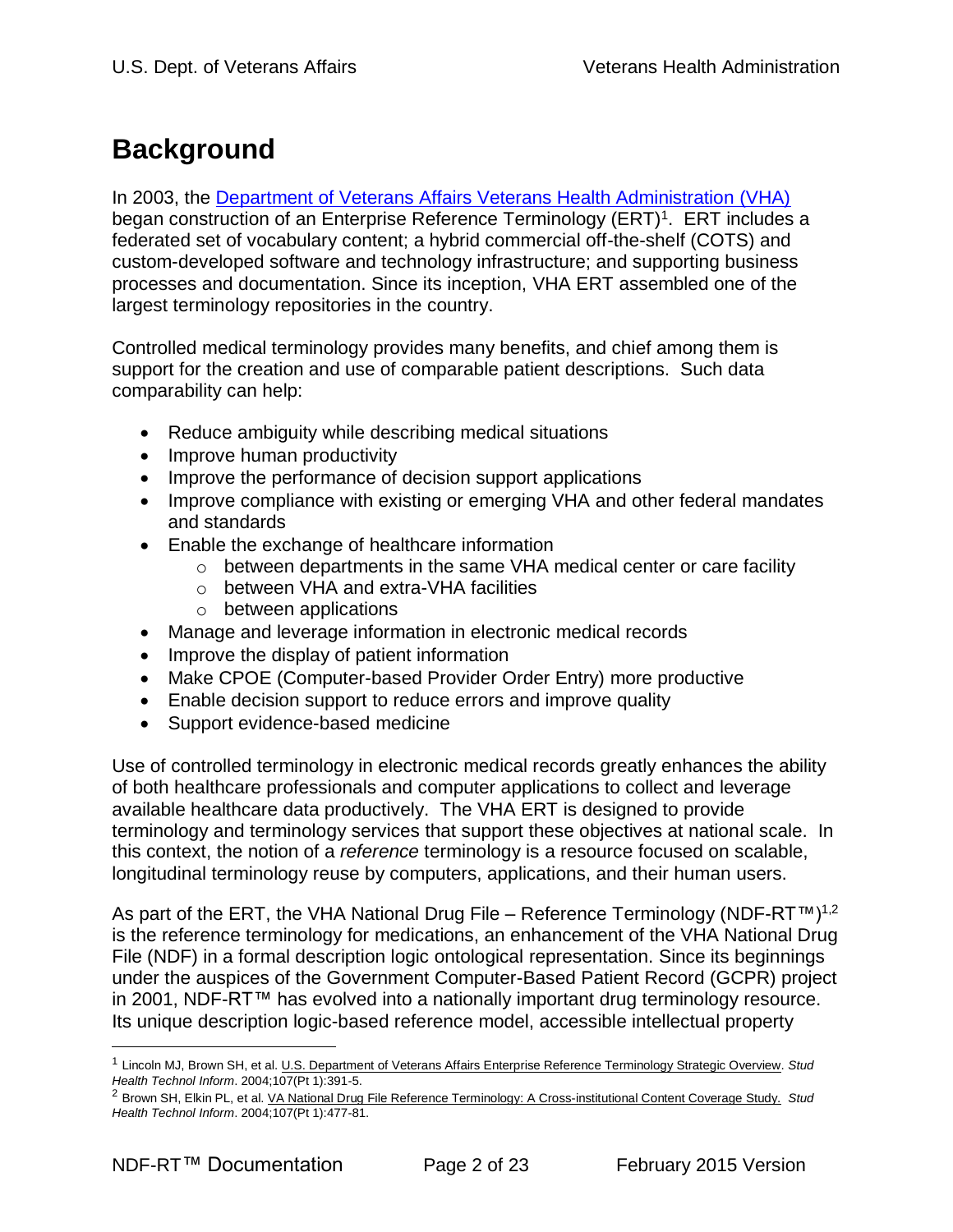# Background

In 2003, the Department of Veterans Affairs Veterans Health Administration (VHA) began construction of an Enterprise Reference Terminology (ERT)[1]. ERT includes a federated set of vocabulary content; a hybrid commercial off-the-shelf (COTS) and custom-developed software and technology infrastructure; and supporting business processes and documentation. Since its inception, VHA ERT assembled one of the largest terminology repositories in the country.

Controlled medical terminology provides many benefits, and chief among them is support for the creation and use of comparable patient descriptions. Such data comparability can help:

- Reduce ambiguity while describing medical situations
- Improve human productivity
- Improve the performance of decision support applications
- Improve compliance with existing or emerging VHA and other federal mandates and standards
- Enable the exchange of healthcare information
  - between departments in the same VHA medical center or care facility
  - between VHA and extra-VHA facilities
  - between applications
- Manage and leverage information in electronic medical records
- Improve the display of patient information
- Make CPOE (Computer-based Provider Order Entry) more productive
- Enable decision support to reduce errors and improve quality
- Support evidence-based medicine

Use of controlled terminology in electronic medical records greatly enhances the ability of both healthcare professionals and computer applications to collect and leverage available healthcare data productively. The VHA ERT is designed to provide terminology and terminology services that support these objectives at national scale. In this context, the notion of a *reference* terminology is a resource focused on scalable, longitudinal terminology reuse by computers, applications, and their human users.

As part of the ERT, the VHA National Drug File – Reference Terminology (NDF-RT™)[1,2] is the reference terminology for medications, an enhancement of the VHA National Drug File (NDF) in a formal description logic ontological representation. Since its beginnings under the auspices of the Government Computer-Based Patient Record (GCPR) project in 2001, NDF-RT™ has evolved into a nationally important drug terminology resource. Its unique description logic-based reference model, accessible intellectual property

---

[1] Lincoln MJ, Brown SH, et al. U.S. Department of Veterans Affairs Enterprise Reference Terminology Strategic Overview. *Stud Health Technol Inform*. 2004;107(Pt 1):391-5.

[2] Brown SH, Elkin PL, et al. VA National Drug File Reference Terminology: A Cross-institutional Content Coverage Study. *Stud Health Technol Inform*. 2004;107(Pt 1):477-81.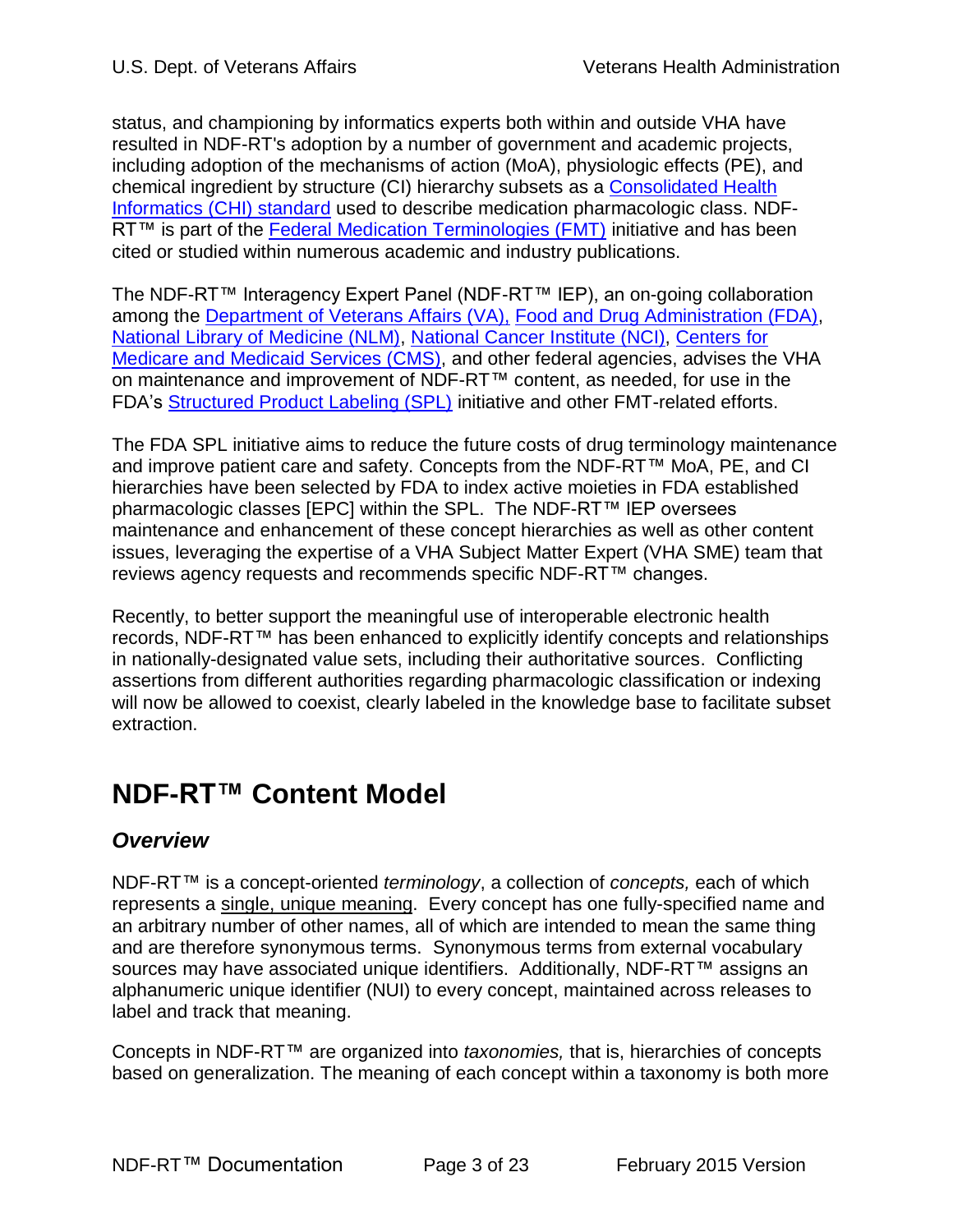status, and championing by informatics experts both within and outside VHA have resulted in NDF-RT's adoption by a number of government and academic projects, including adoption of the mechanisms of action (MoA), physiologic effects (PE), and chemical ingredient by structure (CI) hierarchy subsets as a Consolidated Health Informatics (CHI) standard used to describe medication pharmacologic class. NDF-RT™ is part of the Federal Medication Terminologies (FMT) initiative and has been cited or studied within numerous academic and industry publications.

The NDF-RT™ Interagency Expert Panel (NDF-RT™ IEP), an on-going collaboration among the Department of Veterans Affairs (VA), Food and Drug Administration (FDA), National Library of Medicine (NLM), National Cancer Institute (NCI), Centers for Medicare and Medicaid Services (CMS), and other federal agencies, advises the VHA on maintenance and improvement of NDF-RT™ content, as needed, for use in the FDA's Structured Product Labeling (SPL) initiative and other FMT-related efforts.

The FDA SPL initiative aims to reduce the future costs of drug terminology maintenance and improve patient care and safety. Concepts from the NDF-RT™ MoA, PE, and CI hierarchies have been selected by FDA to index active moieties in FDA established pharmacologic classes [EPC] within the SPL. The NDF-RT™ IEP oversees maintenance and enhancement of these concept hierarchies as well as other content issues, leveraging the expertise of a VHA Subject Matter Expert (VHA SME) team that reviews agency requests and recommends specific NDF-RT™ changes.

Recently, to better support the meaningful use of interoperable electronic health records, NDF-RT™ has been enhanced to explicitly identify concepts and relationships in nationally-designated value sets, including their authoritative sources. Conflicting assertions from different authorities regarding pharmacologic classification or indexing will now be allowed to coexist, clearly labeled in the knowledge base to facilitate subset extraction.

# NDF-RT™ Content Model

## *Overview*

NDF-RT™ is a concept-oriented *terminology*, a collection of *concepts,* each of which represents a single, unique meaning. Every concept has one fully-specified name and an arbitrary number of other names, all of which are intended to mean the same thing and are therefore synonymous terms. Synonymous terms from external vocabulary sources may have associated unique identifiers. Additionally, NDF-RT™ assigns an alphanumeric unique identifier (NUI) to every concept, maintained across releases to label and track that meaning.

Concepts in NDF-RT™ are organized into *taxonomies,* that is, hierarchies of concepts based on generalization. The meaning of each concept within a taxonomy is both more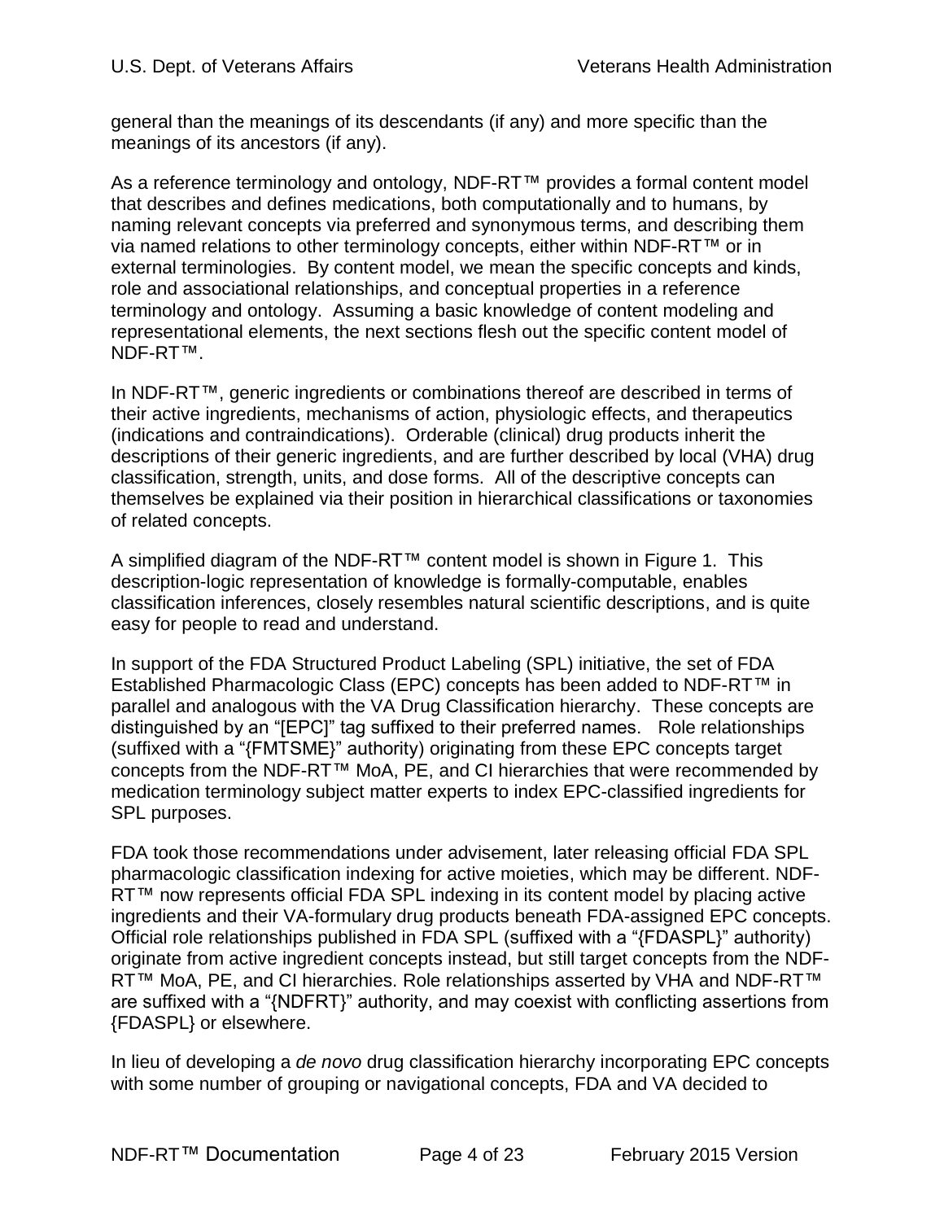general than the meanings of its descendants (if any) and more specific than the meanings of its ancestors (if any).

As a reference terminology and ontology, NDF-RT™ provides a formal content model that describes and defines medications, both computationally and to humans, by naming relevant concepts via preferred and synonymous terms, and describing them via named relations to other terminology concepts, either within NDF-RT™ or in external terminologies. By content model, we mean the specific concepts and kinds, role and associational relationships, and conceptual properties in a reference terminology and ontology. Assuming a basic knowledge of content modeling and representational elements, the next sections flesh out the specific content model of NDF-RT™.

In NDF-RT™, generic ingredients or combinations thereof are described in terms of their active ingredients, mechanisms of action, physiologic effects, and therapeutics (indications and contraindications). Orderable (clinical) drug products inherit the descriptions of their generic ingredients, and are further described by local (VHA) drug classification, strength, units, and dose forms. All of the descriptive concepts can themselves be explained via their position in hierarchical classifications or taxonomies of related concepts.

A simplified diagram of the NDF-RT™ content model is shown in Figure 1. This description-logic representation of knowledge is formally-computable, enables classification inferences, closely resembles natural scientific descriptions, and is quite easy for people to read and understand.

In support of the FDA Structured Product Labeling (SPL) initiative, the set of FDA Established Pharmacologic Class (EPC) concepts has been added to NDF-RT™ in parallel and analogous with the VA Drug Classification hierarchy. These concepts are distinguished by an "[EPC]" tag suffixed to their preferred names. Role relationships (suffixed with a "{FMTSME}" authority) originating from these EPC concepts target concepts from the NDF-RT™ MoA, PE, and CI hierarchies that were recommended by medication terminology subject matter experts to index EPC-classified ingredients for SPL purposes.

FDA took those recommendations under advisement, later releasing official FDA SPL pharmacologic classification indexing for active moieties, which may be different. NDF-RT™ now represents official FDA SPL indexing in its content model by placing active ingredients and their VA-formulary drug products beneath FDA-assigned EPC concepts. Official role relationships published in FDA SPL (suffixed with a "{FDASPL}" authority) originate from active ingredient concepts instead, but still target concepts from the NDF-RT™ MoA, PE, and CI hierarchies. Role relationships asserted by VHA and NDF-RT™ are suffixed with a "{NDFRT}" authority, and may coexist with conflicting assertions from {FDASPL} or elsewhere.

In lieu of developing a *de novo* drug classification hierarchy incorporating EPC concepts with some number of grouping or navigational concepts, FDA and VA decided to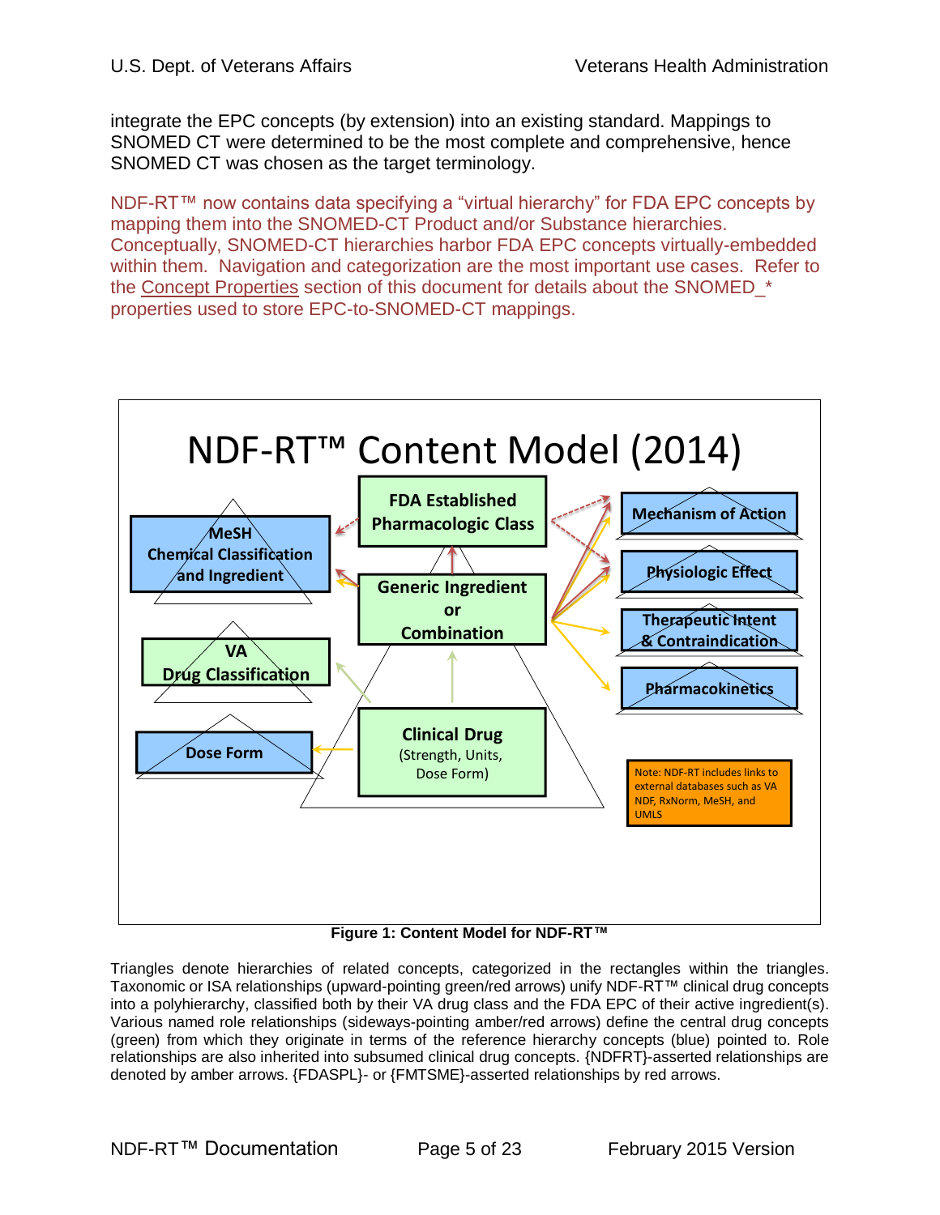integrate the EPC concepts (by extension) into an existing standard. Mappings to SNOMED CT were determined to be the most complete and comprehensive, hence SNOMED CT was chosen as the target terminology.

NDF-RT™ now contains data specifying a "virtual hierarchy" for FDA EPC concepts by mapping them into the SNOMED-CT Product and/or Substance hierarchies. Conceptually, SNOMED-CT hierarchies harbor FDA EPC concepts virtually-embedded within them. Navigation and categorization are the most important use cases. Refer to the Concept Properties section of this document for details about the SNOMED_* properties used to store EPC-to-SNOMED-CT mappings.

**Figure 1: Content Model for NDF-RT™**

Triangles denote hierarchies of related concepts, categorized in the rectangles within the triangles. Taxonomic or ISA relationships (upward-pointing green/red arrows) unify NDF-RT™ clinical drug concepts into a polyhierarchy, classified both by their VA drug class and the FDA EPC of their active ingredient(s). Various named role relationships (sideways-pointing amber/red arrows) define the central drug concepts (green) from which they originate in terms of the reference hierarchy concepts (blue) pointed to. Role relationships are also inherited into subsumed clinical drug concepts. {NDFRT}-asserted relationships are denoted by amber arrows. {FDASPL}- or {FMTSME}-asserted relationships by red arrows.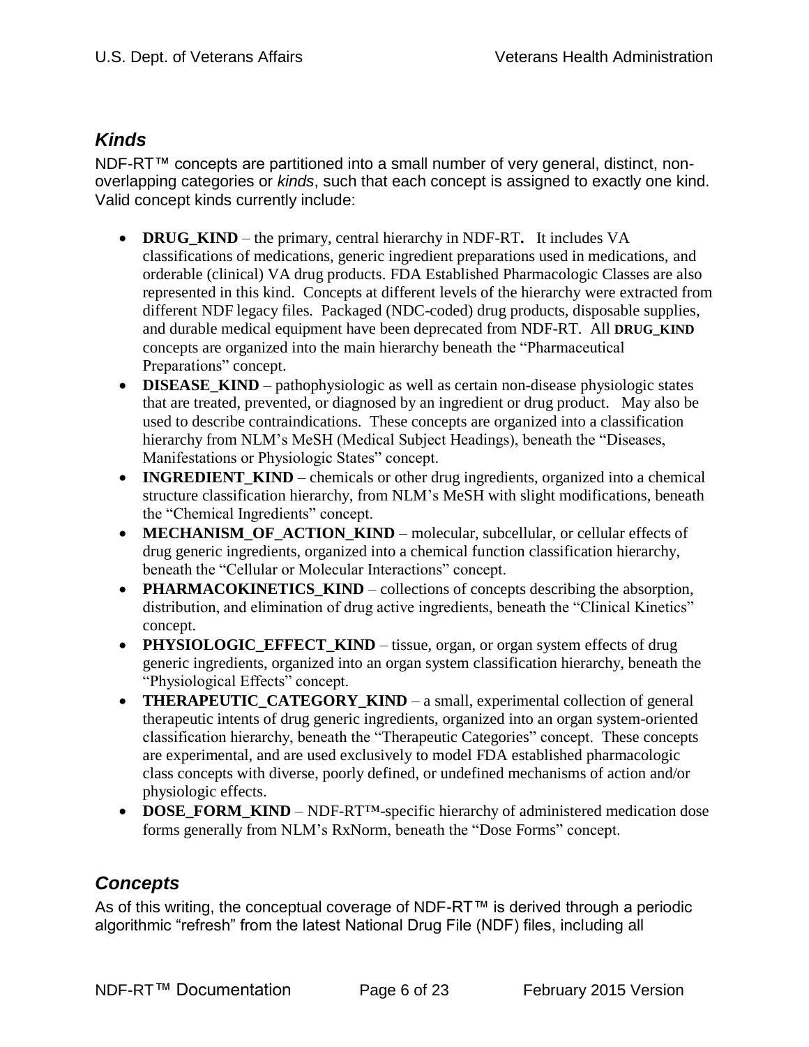## *Kinds*

NDF-RT™ concepts are partitioned into a small number of very general, distinct, non-overlapping categories or *kinds*, such that each concept is assigned to exactly one kind. Valid concept kinds currently include:

- **DRUG_KIND** – the primary, central hierarchy in NDF-RT**.** It includes VA classifications of medications, generic ingredient preparations used in medications, and orderable (clinical) VA drug products. FDA Established Pharmacologic Classes are also represented in this kind. Concepts at different levels of the hierarchy were extracted from different NDF legacy files. Packaged (NDC-coded) drug products, disposable supplies, and durable medical equipment have been deprecated from NDF-RT. All **DRUG_KIND** concepts are organized into the main hierarchy beneath the "Pharmaceutical Preparations" concept.
- **DISEASE_KIND** – pathophysiologic as well as certain non-disease physiologic states that are treated, prevented, or diagnosed by an ingredient or drug product. May also be used to describe contraindications. These concepts are organized into a classification hierarchy from NLM's MeSH (Medical Subject Headings), beneath the "Diseases, Manifestations or Physiologic States" concept.
- **INGREDIENT_KIND** – chemicals or other drug ingredients, organized into a chemical structure classification hierarchy, from NLM's MeSH with slight modifications, beneath the "Chemical Ingredients" concept.
- **MECHANISM_OF_ACTION_KIND** – molecular, subcellular, or cellular effects of drug generic ingredients, organized into a chemical function classification hierarchy, beneath the "Cellular or Molecular Interactions" concept.
- **PHARMACOKINETICS_KIND** – collections of concepts describing the absorption, distribution, and elimination of drug active ingredients, beneath the "Clinical Kinetics" concept.
- **PHYSIOLOGIC_EFFECT_KIND** – tissue, organ, or organ system effects of drug generic ingredients, organized into an organ system classification hierarchy, beneath the "Physiological Effects" concept.
- **THERAPEUTIC_CATEGORY_KIND** – a small, experimental collection of general therapeutic intents of drug generic ingredients, organized into an organ system-oriented classification hierarchy, beneath the "Therapeutic Categories" concept. These concepts are experimental, and are used exclusively to model FDA established pharmacologic class concepts with diverse, poorly defined, or undefined mechanisms of action and/or physiologic effects.
- **DOSE_FORM_KIND** – NDF-RT™-specific hierarchy of administered medication dose forms generally from NLM's RxNorm, beneath the "Dose Forms" concept.

## *Concepts*

As of this writing, the conceptual coverage of NDF-RT™ is derived through a periodic algorithmic "refresh" from the latest National Drug File (NDF) files, including all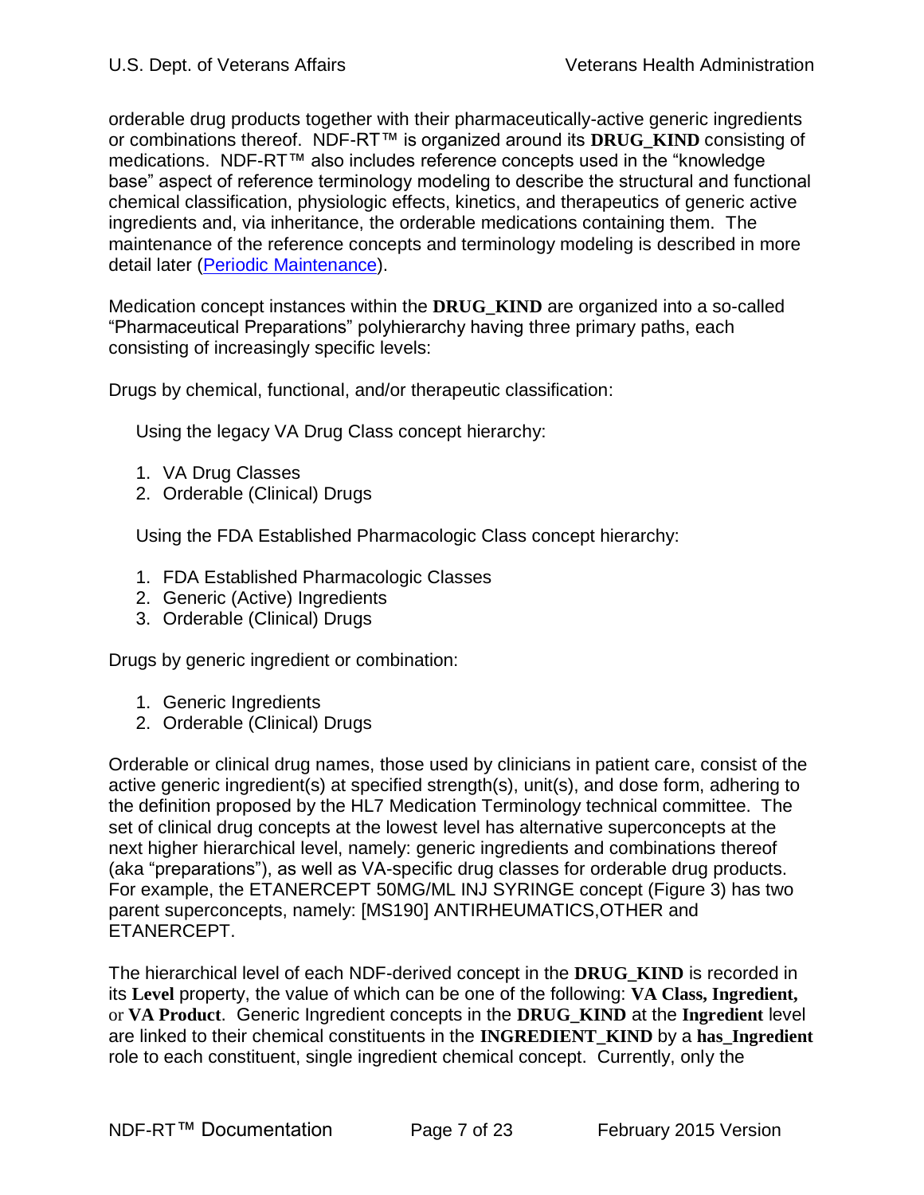orderable drug products together with their pharmaceutically-active generic ingredients or combinations thereof. NDF-RT™ is organized around its **DRUG_KIND** consisting of medications. NDF-RT™ also includes reference concepts used in the "knowledge base" aspect of reference terminology modeling to describe the structural and functional chemical classification, physiologic effects, kinetics, and therapeutics of generic active ingredients and, via inheritance, the orderable medications containing them. The maintenance of the reference concepts and terminology modeling is described in more detail later (Periodic Maintenance).

Medication concept instances within the **DRUG_KIND** are organized into a so-called "Pharmaceutical Preparations" polyhierarchy having three primary paths, each consisting of increasingly specific levels:

Drugs by chemical, functional, and/or therapeutic classification:

Using the legacy VA Drug Class concept hierarchy:

1. VA Drug Classes
2. Orderable (Clinical) Drugs

Using the FDA Established Pharmacologic Class concept hierarchy:

1. FDA Established Pharmacologic Classes
2. Generic (Active) Ingredients
3. Orderable (Clinical) Drugs

Drugs by generic ingredient or combination:

1. Generic Ingredients
2. Orderable (Clinical) Drugs

Orderable or clinical drug names, those used by clinicians in patient care, consist of the active generic ingredient(s) at specified strength(s), unit(s), and dose form, adhering to the definition proposed by the HL7 Medication Terminology technical committee. The set of clinical drug concepts at the lowest level has alternative superconcepts at the next higher hierarchical level, namely: generic ingredients and combinations thereof (aka "preparations"), as well as VA-specific drug classes for orderable drug products. For example, the ETANERCEPT 50MG/ML INJ SYRINGE concept (Figure 3) has two parent superconcepts, namely: [MS190] ANTIRHEUMATICS,OTHER and ETANERCEPT.

The hierarchical level of each NDF-derived concept in the **DRUG_KIND** is recorded in its **Level** property, the value of which can be one of the following: **VA Class, Ingredient,** or **VA Product**. Generic Ingredient concepts in the **DRUG_KIND** at the **Ingredient** level are linked to their chemical constituents in the **INGREDIENT_KIND** by a **has_Ingredient** role to each constituent, single ingredient chemical concept. Currently, only the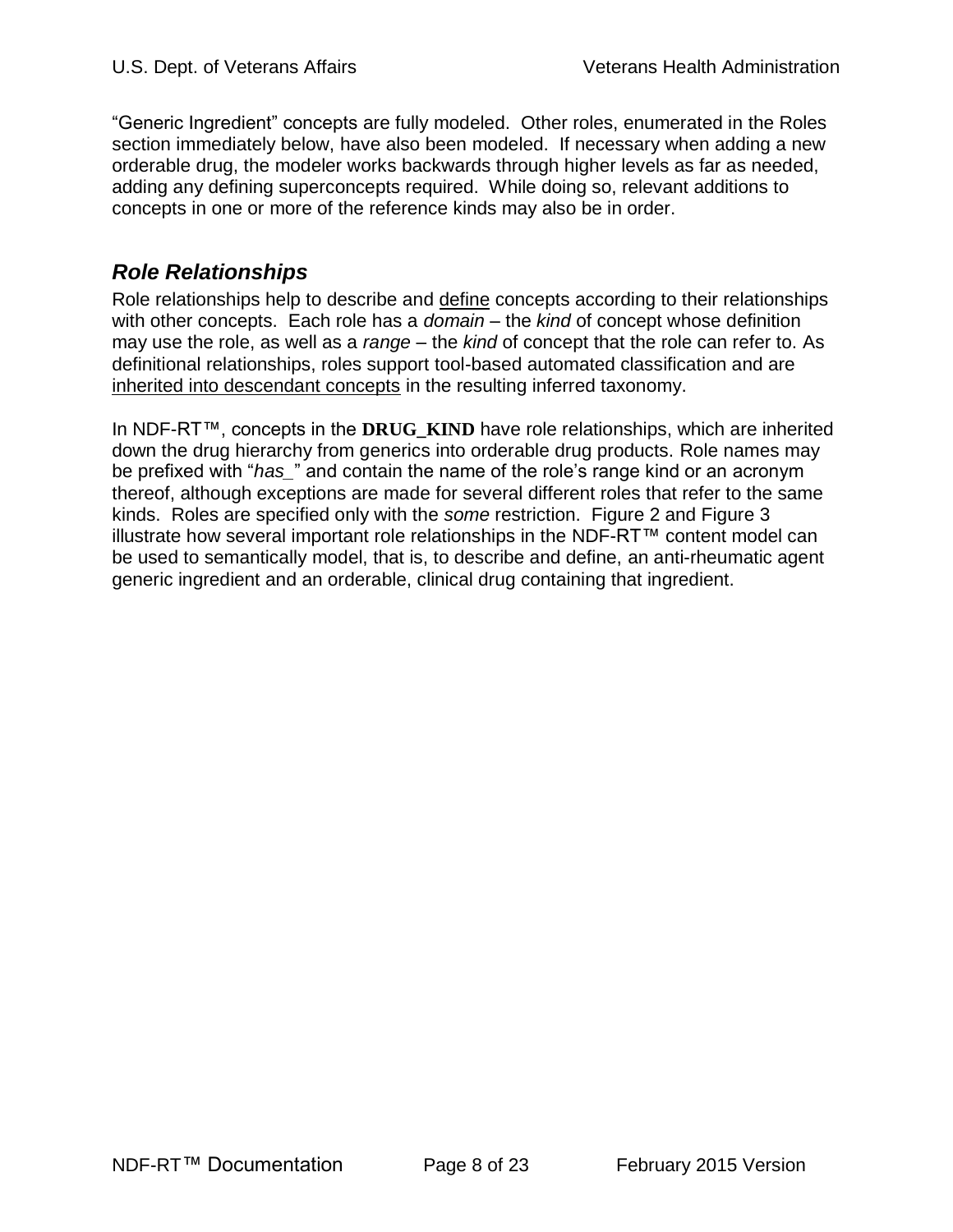"Generic Ingredient" concepts are fully modeled. Other roles, enumerated in the Roles section immediately below, have also been modeled. If necessary when adding a new orderable drug, the modeler works backwards through higher levels as far as needed, adding any defining superconcepts required. While doing so, relevant additions to concepts in one or more of the reference kinds may also be in order.

## *Role Relationships*

Role relationships help to describe and define concepts according to their relationships with other concepts. Each role has a *domain* – the *kind* of concept whose definition may use the role, as well as a *range* – the *kind* of concept that the role can refer to. As definitional relationships, roles support tool-based automated classification and are inherited into descendant concepts in the resulting inferred taxonomy.

In NDF-RT™, concepts in the **DRUG_KIND** have role relationships, which are inherited down the drug hierarchy from generics into orderable drug products. Role names may be prefixed with "*has_*" and contain the name of the role's range kind or an acronym thereof, although exceptions are made for several different roles that refer to the same kinds. Roles are specified only with the *some* restriction. Figure 2 and Figure 3 illustrate how several important role relationships in the NDF-RT™ content model can be used to semantically model, that is, to describe and define, an anti-rheumatic agent generic ingredient and an orderable, clinical drug containing that ingredient.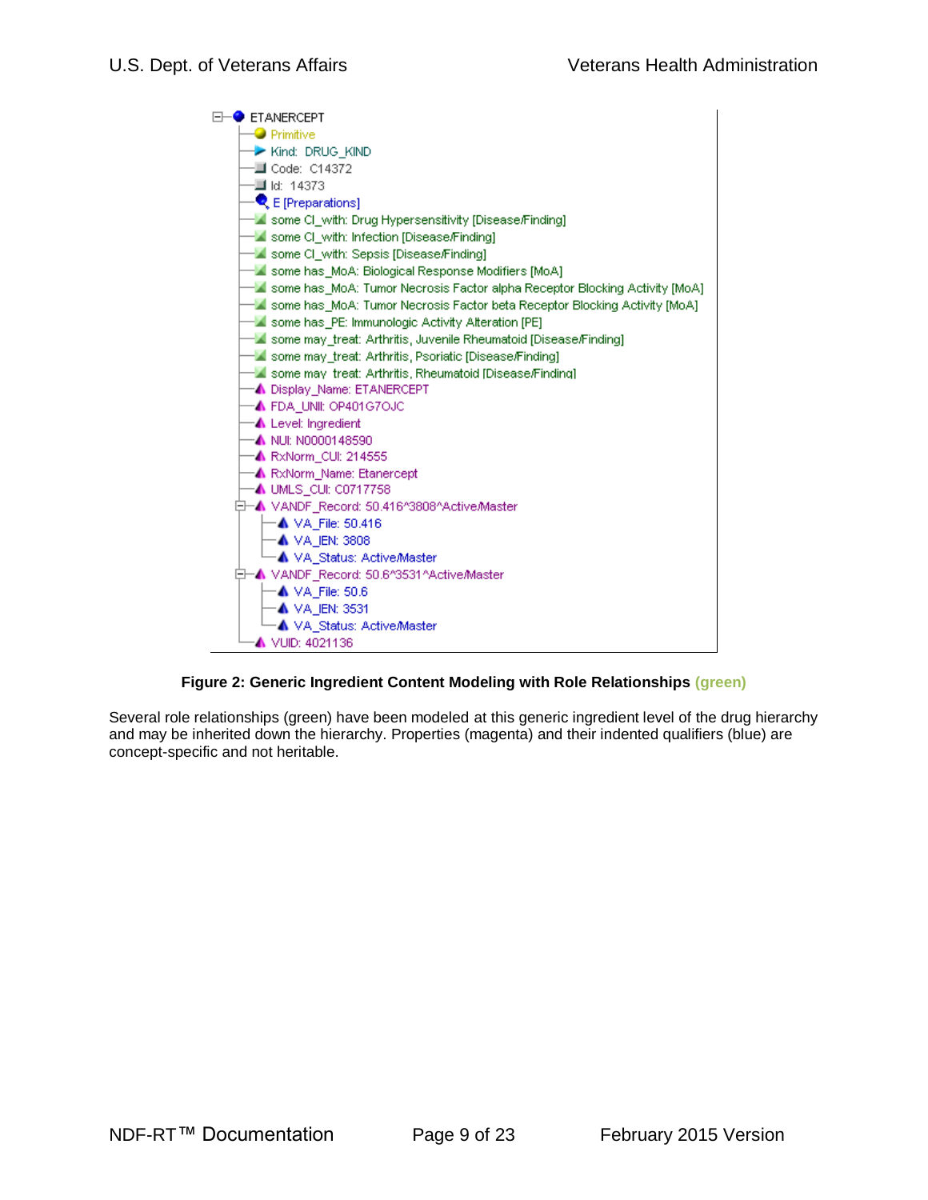```
ETANERCEPT
├─ Primitive
├─ Kind: DRUG_KIND
├─ Code: C14372
├─ Id: 14373
├─ E [Preparations]
├─ some CI_with: Drug Hypersensitivity [Disease/Finding]
├─ some CI_with: Infection [Disease/Finding]
├─ some CI_with: Sepsis [Disease/Finding]
├─ some has_MoA: Biological Response Modifiers [MoA]
├─ some has_MoA: Tumor Necrosis Factor alpha Receptor Blocking Activity [MoA]
├─ some has_MoA: Tumor Necrosis Factor beta Receptor Blocking Activity [MoA]
├─ some has_PE: Immunologic Activity Alteration [PE]
├─ some may_treat: Arthritis, Juvenile Rheumatoid [Disease/Finding]
├─ some may_treat: Arthritis, Psoriatic [Disease/Finding]
├─ some may_treat: Arthritis, Rheumatoid [Disease/Finding]
├─ Display_Name: ETANERCEPT
├─ FDA_UNII: OP401G7OJC
├─ Level: Ingredient
├─ NUI: N0000148590
├─ RxNorm_CUI: 214555
├─ RxNorm_Name: Etanercept
├─ UMLS_CUI: C0717758
├─ VANDF_Record: 50.416^3808^Active/Master
│  ├─ VA_File: 50.416
│  ├─ VA_IEN: 3808
│  └─ VA_Status: Active/Master
├─ VANDF_Record: 50.6^3531^Active/Master
│  ├─ VA_File: 50.6
│  ├─ VA_IEN: 3531
│  └─ VA_Status: Active/Master
└─ VUID: 4021136
```

**Figure 2: Generic Ingredient Content Modeling with Role Relationships (green)**

Several role relationships (green) have been modeled at this generic ingredient level of the drug hierarchy and may be inherited down the hierarchy. Properties (magenta) and their indented qualifiers (blue) are concept-specific and not heritable.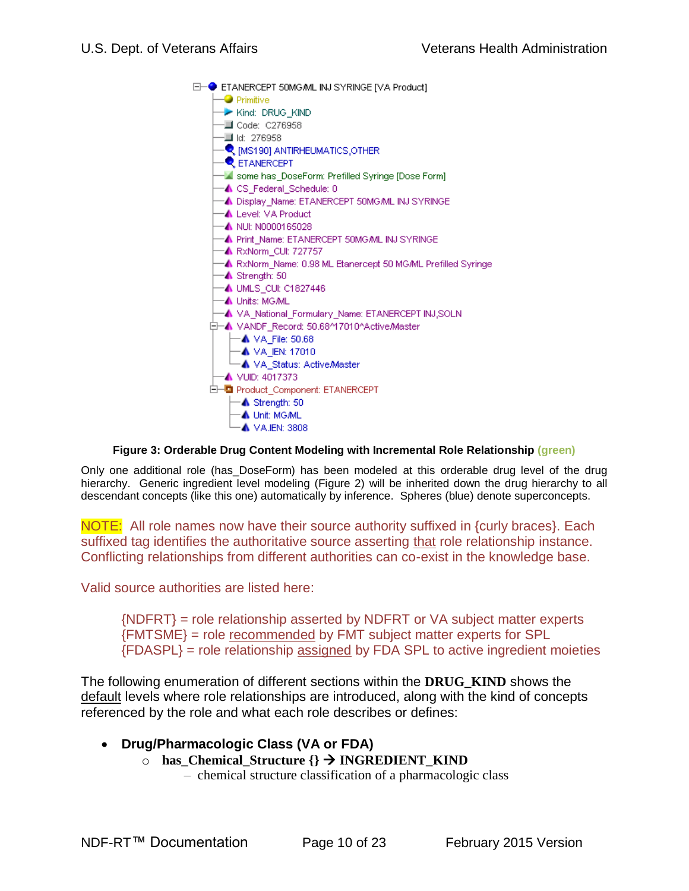```
ETANERCEPT 50MG/ML INJ SYRINGE [VA Product]
├─ Primitive
├─ Kind: DRUG_KIND
├─ Code: C276958
├─ Id: 276958
├─ [MS190] ANTIRHEUMATICS,OTHER
├─ ETANERCEPT
├─ some has_DoseForm: Prefilled Syringe [Dose Form]
├─ CS_Federal_Schedule: 0
├─ Display_Name: ETANERCEPT 50MG/ML INJ SYRINGE
├─ Level: VA Product
├─ NUI: N0000165028
├─ Print_Name: ETANERCEPT 50MG/ML INJ SYRINGE
├─ RxNorm_CUI: 727757
├─ RxNorm_Name: 0.98 ML Etanercept 50 MG/ML Prefilled Syringe
├─ Strength: 50
├─ UMLS_CUI: C1827446
├─ Units: MG/ML
├─ VA_National_Formulary_Name: ETANERCEPT INJ,SOLN
├─ VANDF_Record: 50.68^17010^Active/Master
│   ├─ VA_File: 50.68
│   ├─ VA_IEN: 17010
│   └─ VA_Status: Active/Master
├─ VUID: 4017373
└─ Product_Component: ETANERCEPT
    ├─ Strength: 50
    ├─ Unit: MG/ML
    └─ VA IEN: 3808
```

**Figure 3: Orderable Drug Content Modeling with Incremental Role Relationship (green)**

Only one additional role (has_DoseForm) has been modeled at this orderable drug level of the drug hierarchy. Generic ingredient level modeling (Figure 2) will be inherited down the drug hierarchy to all descendant concepts (like this one) automatically by inference. Spheres (blue) denote superconcepts.

NOTE: All role names now have their source authority suffixed in {curly braces}. Each suffixed tag identifies the authoritative source asserting <u>that</u> role relationship instance. Conflicting relationships from different authorities can co-exist in the knowledge base.

Valid source authorities are listed here:

> {NDFRT} = role relationship asserted by NDFRT or VA subject matter experts
> {FMTSME} = role <u>recommended</u> by FMT subject matter experts for SPL
> {FDASPL} = role relationship <u>assigned</u> by FDA SPL to active ingredient moieties

The following enumeration of different sections within the **DRUG_KIND** shows the <u>default</u> levels where role relationships are introduced, along with the kind of concepts referenced by the role and what each role describes or defines:

- **Drug/Pharmacologic Class (VA or FDA)**
  - **has_Chemical_Structure {} → INGREDIENT_KIND**
    - chemical structure classification of a pharmacologic class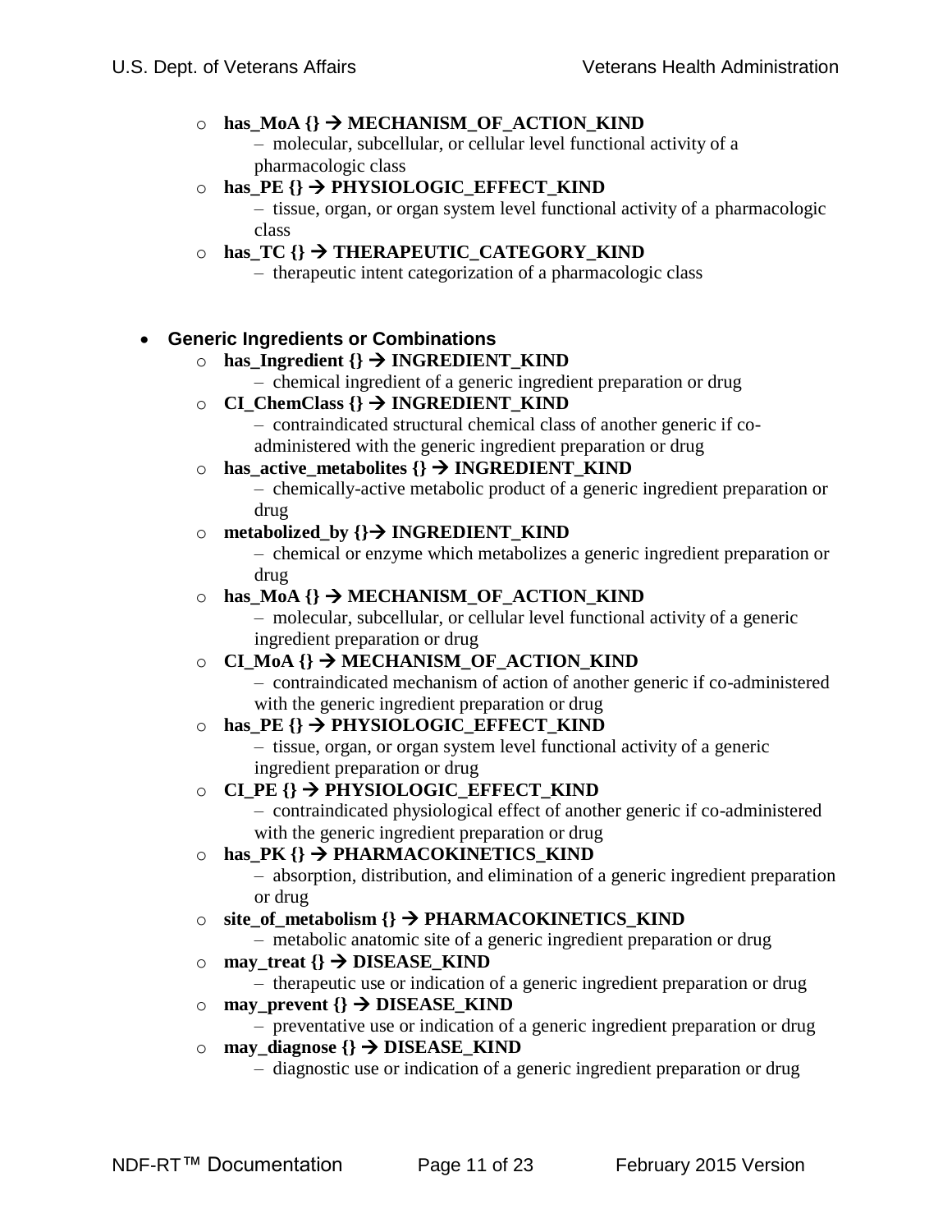- **has_MoA {} → MECHANISM_OF_ACTION_KIND**
  - – molecular, subcellular, or cellular level functional activity of a pharmacologic class
- **has_PE {} → PHYSIOLOGIC_EFFECT_KIND**
  - – tissue, organ, or organ system level functional activity of a pharmacologic class
- **has_TC {} → THERAPEUTIC_CATEGORY_KIND**
  - – therapeutic intent categorization of a pharmacologic class

- **Generic Ingredients or Combinations**
  - **has_Ingredient {} → INGREDIENT_KIND**
    - – chemical ingredient of a generic ingredient preparation or drug
  - **CI_ChemClass {} → INGREDIENT_KIND**
    - – contraindicated structural chemical class of another generic if co-administered with the generic ingredient preparation or drug
  - **has_active_metabolites {} → INGREDIENT_KIND**
    - – chemically-active metabolic product of a generic ingredient preparation or drug
  - **metabolized_by {}→ INGREDIENT_KIND**
    - – chemical or enzyme which metabolizes a generic ingredient preparation or drug
  - **has_MoA {} → MECHANISM_OF_ACTION_KIND**
    - – molecular, subcellular, or cellular level functional activity of a generic ingredient preparation or drug
  - **CI_MoA {} → MECHANISM_OF_ACTION_KIND**
    - – contraindicated mechanism of action of another generic if co-administered with the generic ingredient preparation or drug
  - **has_PE {} → PHYSIOLOGIC_EFFECT_KIND**
    - – tissue, organ, or organ system level functional activity of a generic ingredient preparation or drug
  - **CI_PE {} → PHYSIOLOGIC_EFFECT_KIND**
    - – contraindicated physiological effect of another generic if co-administered with the generic ingredient preparation or drug
  - **has_PK {} → PHARMACOKINETICS_KIND**
    - – absorption, distribution, and elimination of a generic ingredient preparation or drug
  - **site_of_metabolism {} → PHARMACOKINETICS_KIND**
    - – metabolic anatomic site of a generic ingredient preparation or drug
  - **may_treat {} → DISEASE_KIND**
    - – therapeutic use or indication of a generic ingredient preparation or drug
  - **may_prevent {} → DISEASE_KIND**
    - – preventative use or indication of a generic ingredient preparation or drug
  - **may_diagnose {} → DISEASE_KIND**
    - – diagnostic use or indication of a generic ingredient preparation or drug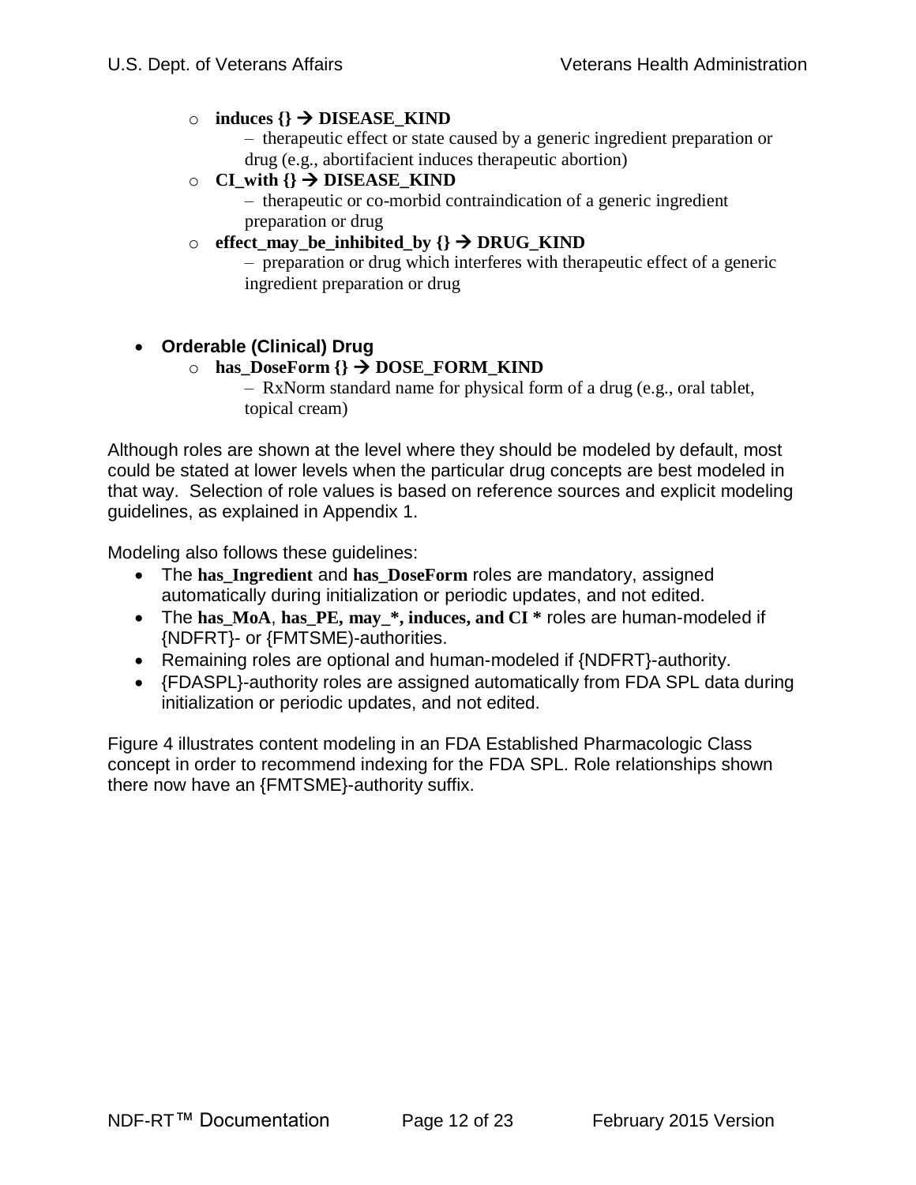- **induces {} → DISEASE_KIND**
  – therapeutic effect or state caused by a generic ingredient preparation or drug (e.g., abortifacient induces therapeutic abortion)
- **CI_with {} → DISEASE_KIND**
  – therapeutic or co-morbid contraindication of a generic ingredient preparation or drug
- **effect_may_be_inhibited_by {} → DRUG_KIND**
  – preparation or drug which interferes with therapeutic effect of a generic ingredient preparation or drug

- **Orderable (Clinical) Drug**
  - **has_DoseForm {} → DOSE_FORM_KIND**
    – RxNorm standard name for physical form of a drug (e.g., oral tablet, topical cream)

Although roles are shown at the level where they should be modeled by default, most could be stated at lower levels when the particular drug concepts are best modeled in that way. Selection of role values is based on reference sources and explicit modeling guidelines, as explained in Appendix 1.

Modeling also follows these guidelines:

- The **has_Ingredient** and **has_DoseForm** roles are mandatory, assigned automatically during initialization or periodic updates, and not edited.
- The **has_MoA**, **has_PE, may_*, induces, and CI *** roles are human-modeled if {NDFRT}- or {FMTSME}-authorities.
- Remaining roles are optional and human-modeled if {NDFRT}-authority.
- {FDASPL}-authority roles are assigned automatically from FDA SPL data during initialization or periodic updates, and not edited.

Figure 4 illustrates content modeling in an FDA Established Pharmacologic Class concept in order to recommend indexing for the FDA SPL. Role relationships shown there now have an {FMTSME}-authority suffix.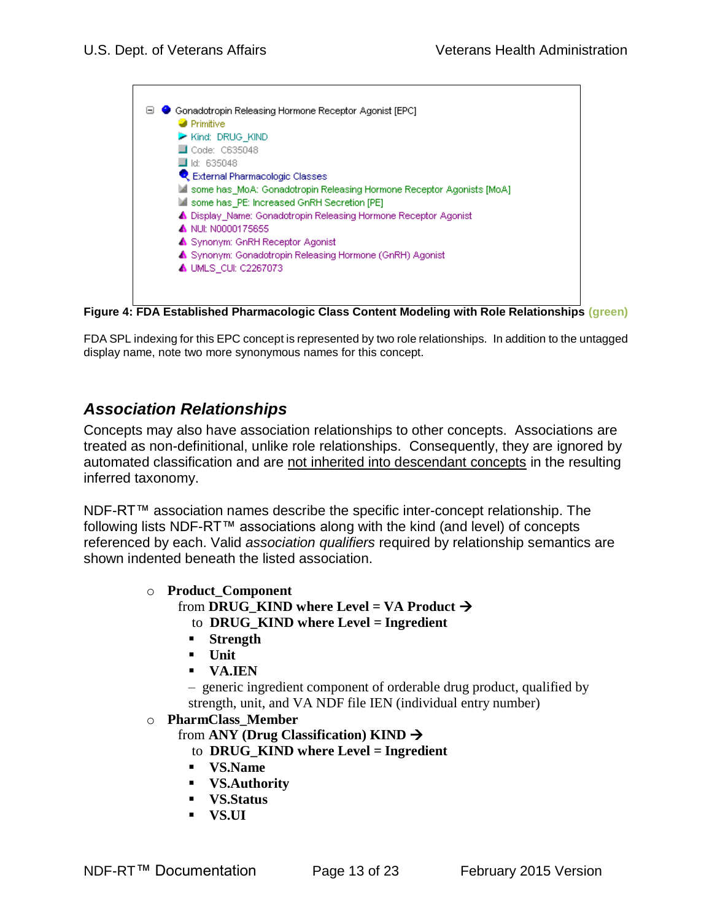- Gonadotropin Releasing Hormone Receptor Agonist [EPC]
  - Primitive
  - Kind: DRUG_KIND
  - Code: C635048
  - Id: 635048
  - External Pharmacologic Classes
  - some has_MoA: Gonadotropin Releasing Hormone Receptor Agonists [MoA]
  - some has_PE: Increased GnRH Secretion [PE]
  - Display_Name: Gonadotropin Releasing Hormone Receptor Agonist
  - NUI: N0000175655
  - Synonym: GnRH Receptor Agonist
  - Synonym: Gonadotropin Releasing Hormone (GnRH) Agonist
  - UMLS_CUI: C2267073

**Figure 4: FDA Established Pharmacologic Class Content Modeling with Role Relationships (green)**

FDA SPL indexing for this EPC concept is represented by two role relationships. In addition to the untagged display name, note two more synonymous names for this concept.

## *Association Relationships*

Concepts may also have association relationships to other concepts. Associations are treated as non-definitional, unlike role relationships. Consequently, they are ignored by automated classification and are not inherited into descendant concepts in the resulting inferred taxonomy.

NDF-RT™ association names describe the specific inter-concept relationship. The following lists NDF-RT™ associations along with the kind (and level) of concepts referenced by each. Valid *association qualifiers* required by relationship semantics are shown indented beneath the listed association.

- **Product_Component**
  from **DRUG_KIND where Level = VA Product →**
  to **DRUG_KIND where Level = Ingredient**
  - **Strength**
  - **Unit**
  - **VA.IEN**

  – generic ingredient component of orderable drug product, qualified by strength, unit, and VA NDF file IEN (individual entry number)
- **PharmClass_Member**
  from **ANY (Drug Classification) KIND →**
  to **DRUG_KIND where Level = Ingredient**
  - **VS.Name**
  - **VS.Authority**
  - **VS.Status**
  - **VS.UI**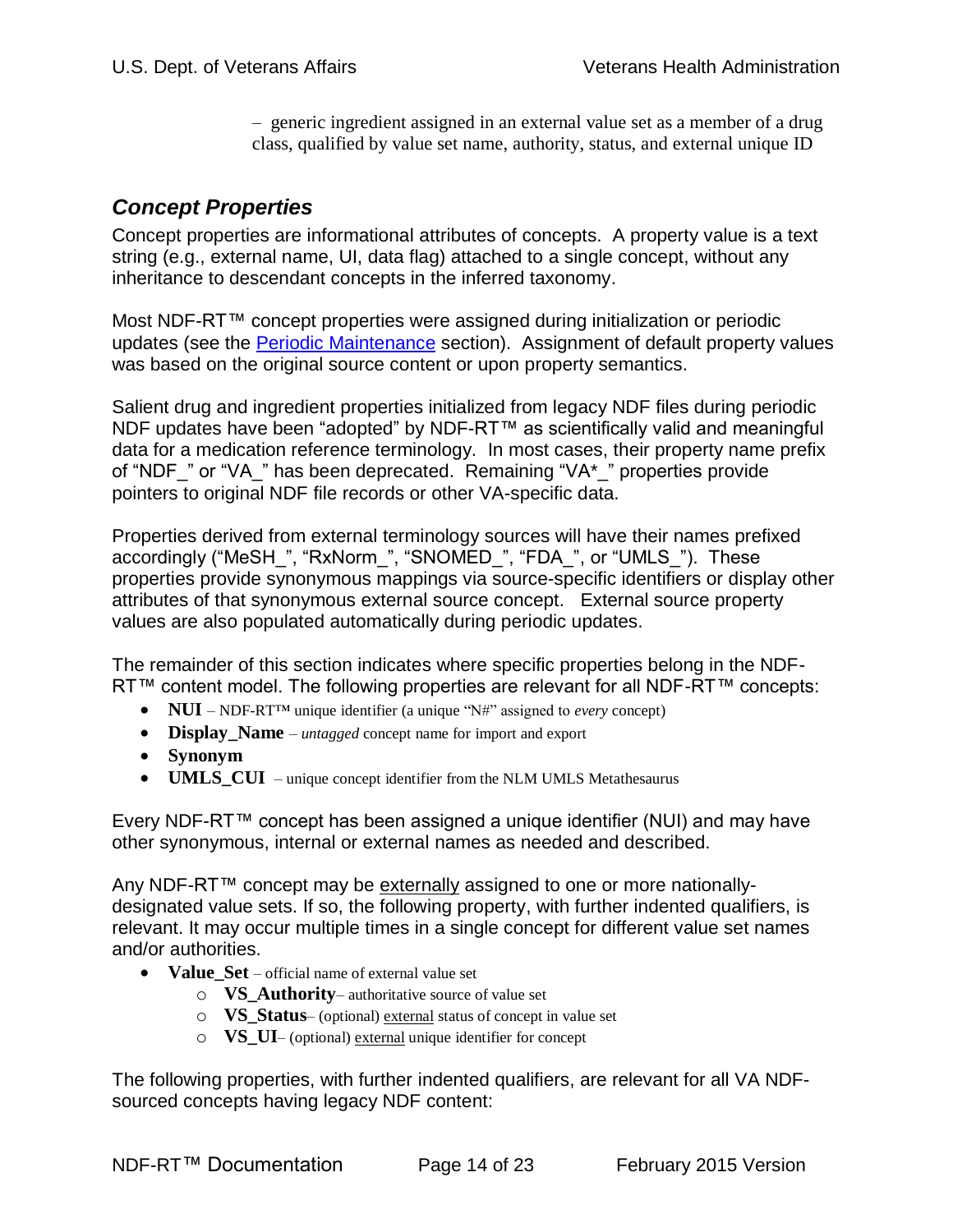– generic ingredient assigned in an external value set as a member of a drug class, qualified by value set name, authority, status, and external unique ID

## *Concept Properties*

Concept properties are informational attributes of concepts. A property value is a text string (e.g., external name, UI, data flag) attached to a single concept, without any inheritance to descendant concepts in the inferred taxonomy.

Most NDF-RT™ concept properties were assigned during initialization or periodic updates (see the Periodic Maintenance section). Assignment of default property values was based on the original source content or upon property semantics.

Salient drug and ingredient properties initialized from legacy NDF files during periodic NDF updates have been "adopted" by NDF-RT™ as scientifically valid and meaningful data for a medication reference terminology. In most cases, their property name prefix of "NDF_" or "VA_" has been deprecated. Remaining "VA*_" properties provide pointers to original NDF file records or other VA-specific data.

Properties derived from external terminology sources will have their names prefixed accordingly ("MeSH_", "RxNorm_", "SNOMED_", "FDA_", or "UMLS_"). These properties provide synonymous mappings via source-specific identifiers or display other attributes of that synonymous external source concept. External source property values are also populated automatically during periodic updates.

The remainder of this section indicates where specific properties belong in the NDF-RT™ content model. The following properties are relevant for all NDF-RT™ concepts:

- **NUI** – NDF-RT™ unique identifier (a unique "N#" assigned to *every* concept)
- **Display_Name** – *untagged* concept name for import and export
- **Synonym**
- **UMLS_CUI** – unique concept identifier from the NLM UMLS Metathesaurus

Every NDF-RT™ concept has been assigned a unique identifier (NUI) and may have other synonymous, internal or external names as needed and described.

Any NDF-RT™ concept may be externally assigned to one or more nationally-designated value sets. If so, the following property, with further indented qualifiers, is relevant. It may occur multiple times in a single concept for different value set names and/or authorities.

- **Value_Set** – official name of external value set
    - **VS_Authority**– authoritative source of value set
    - **VS_Status**– (optional) external status of concept in value set
    - **VS_UI**– (optional) external unique identifier for concept

The following properties, with further indented qualifiers, are relevant for all VA NDF-sourced concepts having legacy NDF content: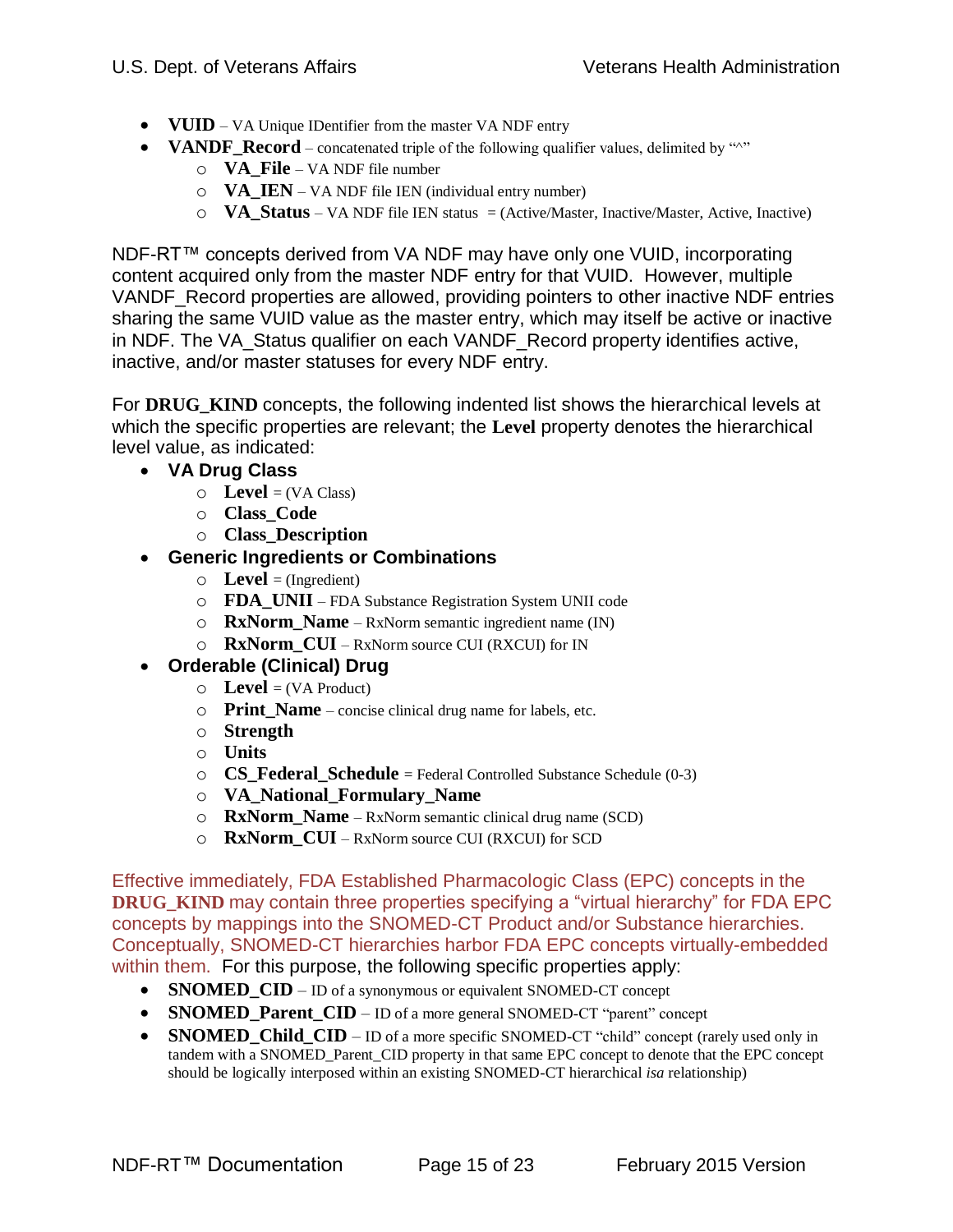- **VUID** – VA Unique IDentifier from the master VA NDF entry
- **VANDF_Record** – concatenated triple of the following qualifier values, delimited by "^"
  - **VA_File** – VA NDF file number
  - **VA_IEN** – VA NDF file IEN (individual entry number)
  - **VA_Status** – VA NDF file IEN status = (Active/Master, Inactive/Master, Active, Inactive)

NDF-RT™ concepts derived from VA NDF may have only one VUID, incorporating content acquired only from the master NDF entry for that VUID. However, multiple VANDF_Record properties are allowed, providing pointers to other inactive NDF entries sharing the same VUID value as the master entry, which may itself be active or inactive in NDF. The VA_Status qualifier on each VANDF_Record property identifies active, inactive, and/or master statuses for every NDF entry.

For **DRUG_KIND** concepts, the following indented list shows the hierarchical levels at which the specific properties are relevant; the **Level** property denotes the hierarchical level value, as indicated:

- **VA Drug Class**
  - **Level** = (VA Class)
  - **Class_Code**
  - **Class_Description**
- **Generic Ingredients or Combinations**
  - **Level** = (Ingredient)
  - **FDA_UNII** – FDA Substance Registration System UNII code
  - **RxNorm_Name** – RxNorm semantic ingredient name (IN)
  - **RxNorm_CUI** – RxNorm source CUI (RXCUI) for IN
- **Orderable (Clinical) Drug**
  - **Level** = (VA Product)
  - **Print_Name** – concise clinical drug name for labels, etc.
  - **Strength**
  - **Units**
  - **CS_Federal_Schedule** = Federal Controlled Substance Schedule (0-3)
  - **VA_National_Formulary_Name**
  - **RxNorm_Name** – RxNorm semantic clinical drug name (SCD)
  - **RxNorm_CUI** – RxNorm source CUI (RXCUI) for SCD

Effective immediately, FDA Established Pharmacologic Class (EPC) concepts in the **DRUG_KIND** may contain three properties specifying a "virtual hierarchy" for FDA EPC concepts by mappings into the SNOMED-CT Product and/or Substance hierarchies. Conceptually, SNOMED-CT hierarchies harbor FDA EPC concepts virtually-embedded within them. For this purpose, the following specific properties apply:

- **SNOMED_CID** – ID of a synonymous or equivalent SNOMED-CT concept
- **SNOMED_Parent_CID** – ID of a more general SNOMED-CT "parent" concept
- **SNOMED_Child_CID** – ID of a more specific SNOMED-CT "child" concept (rarely used only in tandem with a SNOMED_Parent_CID property in that same EPC concept to denote that the EPC concept should be logically interposed within an existing SNOMED-CT hierarchical *isa* relationship)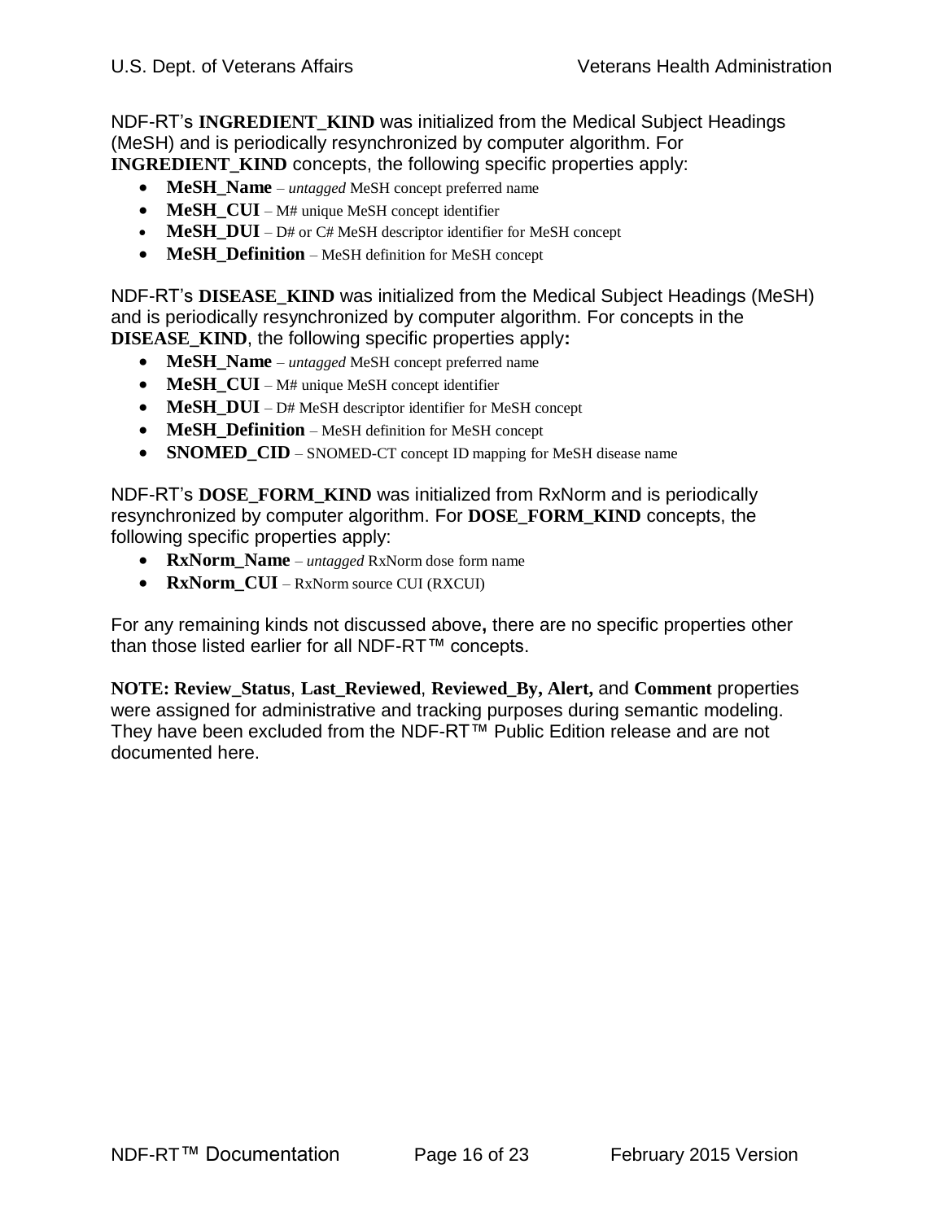NDF-RT's **INGREDIENT_KIND** was initialized from the Medical Subject Headings (MeSH) and is periodically resynchronized by computer algorithm. For **INGREDIENT_KIND** concepts, the following specific properties apply:

- **MeSH_Name** – *untagged* MeSH concept preferred name
- **MeSH_CUI** – M# unique MeSH concept identifier
- **MeSH_DUI** – D# or C# MeSH descriptor identifier for MeSH concept
- **MeSH_Definition** – MeSH definition for MeSH concept

NDF-RT's **DISEASE_KIND** was initialized from the Medical Subject Headings (MeSH) and is periodically resynchronized by computer algorithm. For concepts in the **DISEASE_KIND**, the following specific properties apply**:**

- **MeSH_Name** – *untagged* MeSH concept preferred name
- **MeSH_CUI** – M# unique MeSH concept identifier
- **MeSH_DUI** – D# MeSH descriptor identifier for MeSH concept
- **MeSH_Definition** – MeSH definition for MeSH concept
- **SNOMED_CID** – SNOMED-CT concept ID mapping for MeSH disease name

NDF-RT's **DOSE_FORM_KIND** was initialized from RxNorm and is periodically resynchronized by computer algorithm. For **DOSE_FORM_KIND** concepts, the following specific properties apply:

- **RxNorm_Name** – *untagged* RxNorm dose form name
- **RxNorm_CUI** – RxNorm source CUI (RXCUI)

For any remaining kinds not discussed above**,** there are no specific properties other than those listed earlier for all NDF-RT™ concepts.

**NOTE: Review_Status**, **Last_Reviewed**, **Reviewed_By, Alert,** and **Comment** properties were assigned for administrative and tracking purposes during semantic modeling. They have been excluded from the NDF-RT™ Public Edition release and are not documented here.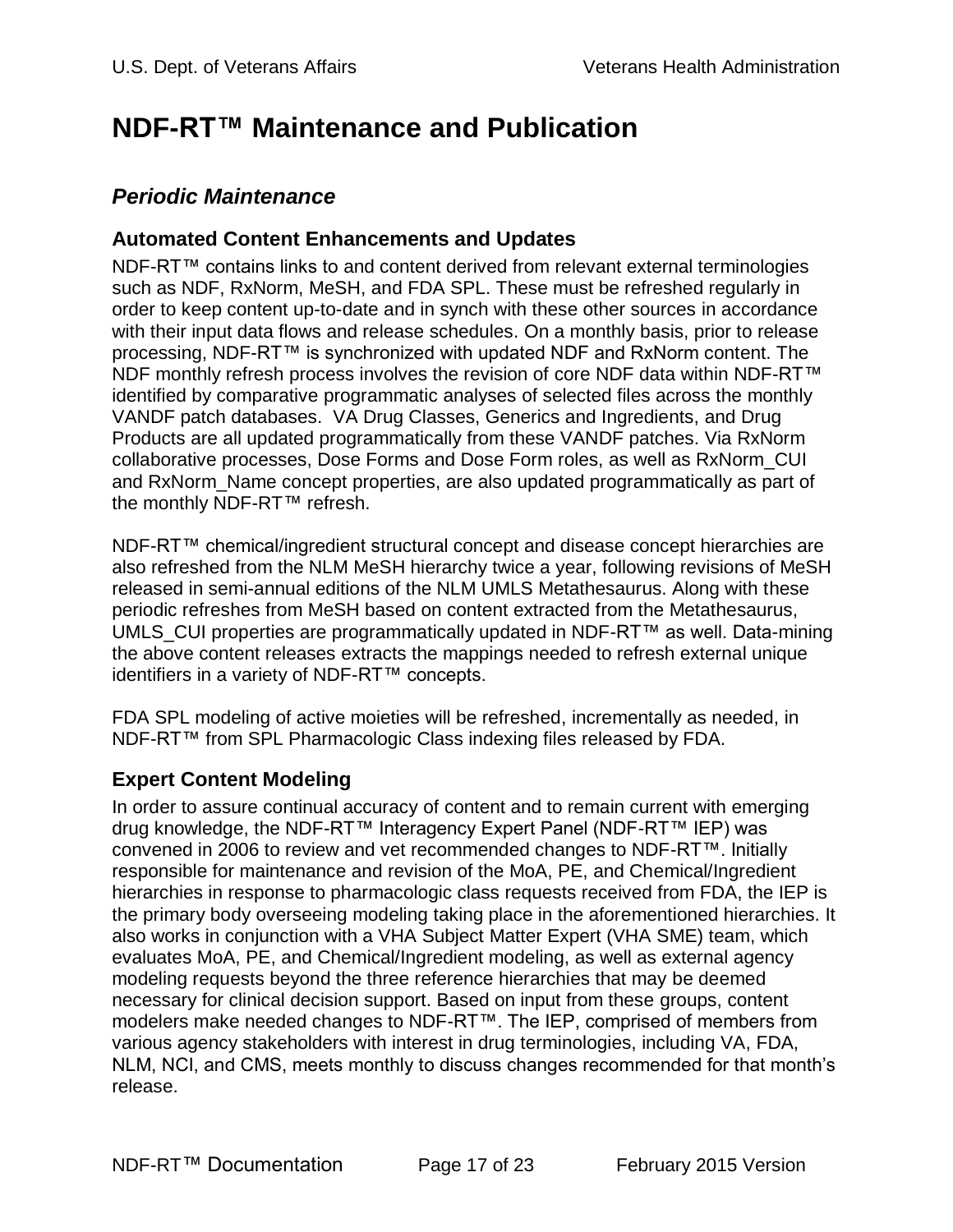# NDF-RT™ Maintenance and Publication

## *Periodic Maintenance*

### Automated Content Enhancements and Updates

NDF-RT™ contains links to and content derived from relevant external terminologies such as NDF, RxNorm, MeSH, and FDA SPL. These must be refreshed regularly in order to keep content up-to-date and in synch with these other sources in accordance with their input data flows and release schedules. On a monthly basis, prior to release processing, NDF-RT™ is synchronized with updated NDF and RxNorm content. The NDF monthly refresh process involves the revision of core NDF data within NDF-RT™ identified by comparative programmatic analyses of selected files across the monthly VANDF patch databases. VA Drug Classes, Generics and Ingredients, and Drug Products are all updated programmatically from these VANDF patches. Via RxNorm collaborative processes, Dose Forms and Dose Form roles, as well as RxNorm_CUI and RxNorm_Name concept properties, are also updated programmatically as part of the monthly NDF-RT™ refresh.

NDF-RT™ chemical/ingredient structural concept and disease concept hierarchies are also refreshed from the NLM MeSH hierarchy twice a year, following revisions of MeSH released in semi-annual editions of the NLM UMLS Metathesaurus. Along with these periodic refreshes from MeSH based on content extracted from the Metathesaurus, UMLS_CUI properties are programmatically updated in NDF-RT™ as well. Data-mining the above content releases extracts the mappings needed to refresh external unique identifiers in a variety of NDF-RT™ concepts.

FDA SPL modeling of active moieties will be refreshed, incrementally as needed, in NDF-RT™ from SPL Pharmacologic Class indexing files released by FDA.

### Expert Content Modeling

In order to assure continual accuracy of content and to remain current with emerging drug knowledge, the NDF-RT™ Interagency Expert Panel (NDF-RT™ IEP) was convened in 2006 to review and vet recommended changes to NDF-RT™. Initially responsible for maintenance and revision of the MoA, PE, and Chemical/Ingredient hierarchies in response to pharmacologic class requests received from FDA, the IEP is the primary body overseeing modeling taking place in the aforementioned hierarchies. It also works in conjunction with a VHA Subject Matter Expert (VHA SME) team, which evaluates MoA, PE, and Chemical/Ingredient modeling, as well as external agency modeling requests beyond the three reference hierarchies that may be deemed necessary for clinical decision support. Based on input from these groups, content modelers make needed changes to NDF-RT™. The IEP, comprised of members from various agency stakeholders with interest in drug terminologies, including VA, FDA, NLM, NCI, and CMS, meets monthly to discuss changes recommended for that month's release.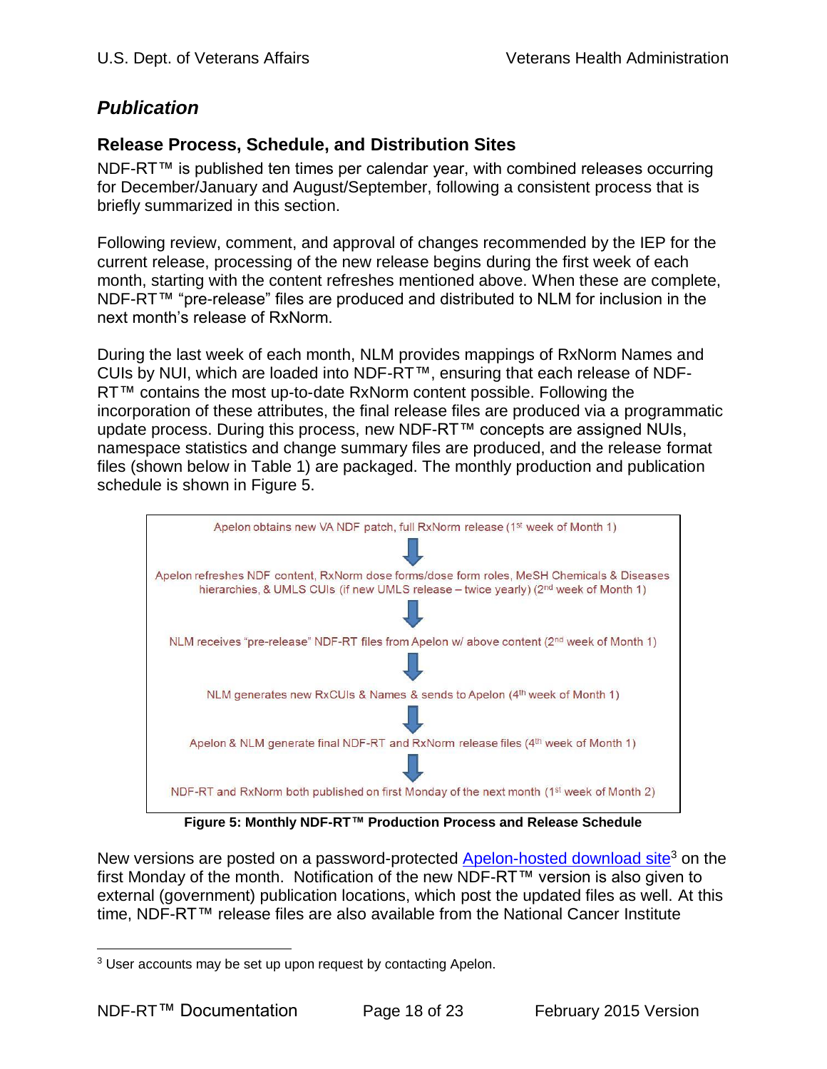## *Publication*

### Release Process, Schedule, and Distribution Sites

NDF-RT™ is published ten times per calendar year, with combined releases occurring for December/January and August/September, following a consistent process that is briefly summarized in this section.

Following review, comment, and approval of changes recommended by the IEP for the current release, processing of the new release begins during the first week of each month, starting with the content refreshes mentioned above. When these are complete, NDF-RT™ "pre-release" files are produced and distributed to NLM for inclusion in the next month's release of RxNorm.

During the last week of each month, NLM provides mappings of RxNorm Names and CUIs by NUI, which are loaded into NDF-RT™, ensuring that each release of NDF-RT™ contains the most up-to-date RxNorm content possible. Following the incorporation of these attributes, the final release files are produced via a programmatic update process. During this process, new NDF-RT™ concepts are assigned NUIs, namespace statistics and change summary files are produced, and the release format files (shown below in Table 1) are packaged. The monthly production and publication schedule is shown in Figure 5.

Apelon obtains new VA NDF patch, full RxNorm release (1st week of Month 1)

↓

Apelon refreshes NDF content, RxNorm dose forms/dose form roles, MeSH Chemicals & Diseases hierarchies, & UMLS CUIs (if new UMLS release – twice yearly) (2nd week of Month 1)

↓

NLM receives "pre-release" NDF-RT files from Apelon w/ above content (2nd week of Month 1)

↓

NLM generates new RxCUIs & Names & sends to Apelon (4th week of Month 1)

↓

Apelon & NLM generate final NDF-RT and RxNorm release files (4th week of Month 1)

↓

NDF-RT and RxNorm both published on first Monday of the next month (1st week of Month 2)

**Figure 5: Monthly NDF-RT™ Production Process and Release Schedule**

New versions are posted on a password-protected Apelon-hosted download site[3] on the first Monday of the month. Notification of the new NDF-RT™ version is also given to external (government) publication locations, which post the updated files as well. At this time, NDF-RT™ release files are also available from the National Cancer Institute

[3] User accounts may be set up upon request by contacting Apelon.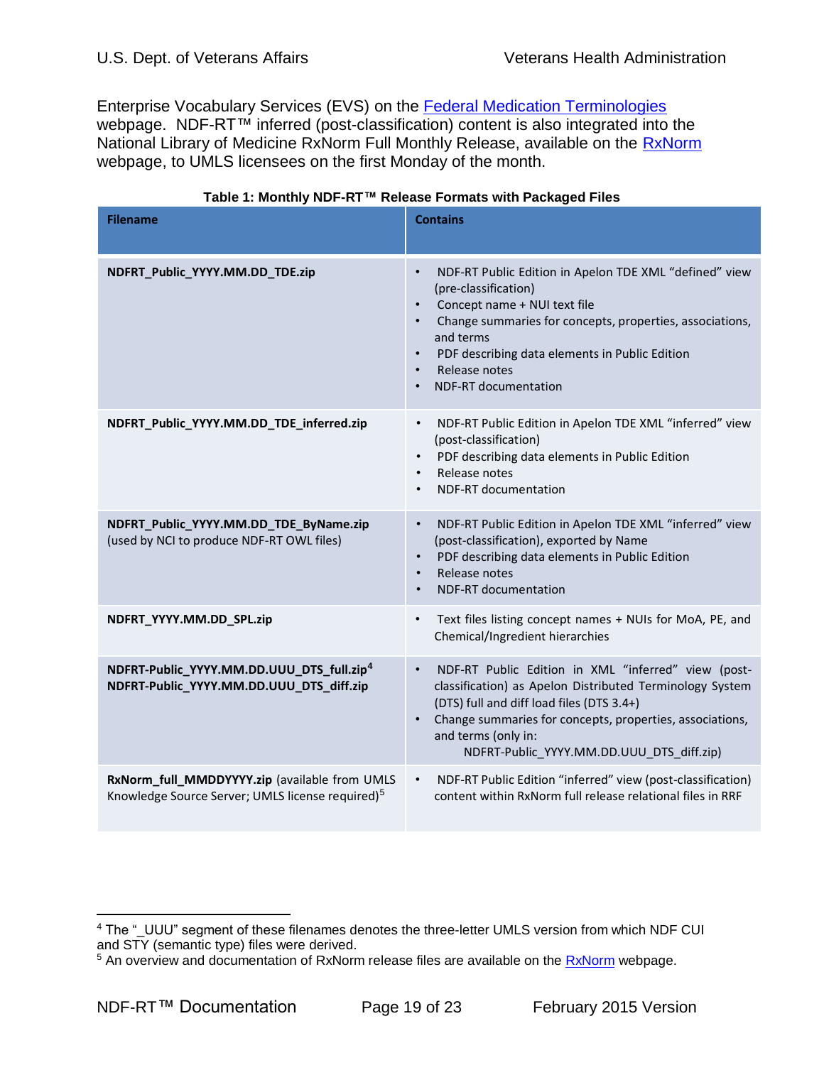Enterprise Vocabulary Services (EVS) on the [Federal Medication Terminologies](#) webpage. NDF-RT™ inferred (post-classification) content is also integrated into the National Library of Medicine RxNorm Full Monthly Release, available on the [RxNorm](#) webpage, to UMLS licensees on the first Monday of the month.

**Table 1: Monthly NDF-RT™ Release Formats with Packaged Files**

| Filename | Contains |
|---|---|
| **NDFRT_Public_YYYY.MM.DD_TDE.zip** | • NDF-RT Public Edition in Apelon TDE XML "defined" view (pre-classification)<br>• Concept name + NUI text file<br>• Change summaries for concepts, properties, associations, and terms<br>• PDF describing data elements in Public Edition<br>• Release notes<br>• NDF-RT documentation |
| **NDFRT_Public_YYYY.MM.DD_TDE_inferred.zip** | • NDF-RT Public Edition in Apelon TDE XML "inferred" view (post-classification)<br>• PDF describing data elements in Public Edition<br>• Release notes<br>• NDF-RT documentation |
| **NDFRT_Public_YYYY.MM.DD_TDE_ByName.zip** (used by NCI to produce NDF-RT OWL files) | • NDF-RT Public Edition in Apelon TDE XML "inferred" view (post-classification), exported by Name<br>• PDF describing data elements in Public Edition<br>• Release notes<br>• NDF-RT documentation |
| **NDFRT_YYYY.MM.DD_SPL.zip** | • Text files listing concept names + NUIs for MoA, PE, and Chemical/Ingredient hierarchies |
| **NDFRT-Public_YYYY.MM.DD.UUU_DTS_full.zip**[4]<br>**NDFRT-Public_YYYY.MM.DD.UUU_DTS_diff.zip** | • NDF-RT Public Edition in XML "inferred" view (post-classification) as Apelon Distributed Terminology System (DTS) full and diff load files (DTS 3.4+)<br>• Change summaries for concepts, properties, associations, and terms (only in: NDFRT-Public_YYYY.MM.DD.UUU_DTS_diff.zip) |
| **RxNorm_full_MMDDYYYY.zip** (available from UMLS Knowledge Source Server; UMLS license required)[5] | • NDF-RT Public Edition "inferred" view (post-classification) content within RxNorm full release relational files in RRF |

---

[4] The "_UUU" segment of these filenames denotes the three-letter UMLS version from which NDF CUI and STY (semantic type) files were derived.

[5] An overview and documentation of RxNorm release files are available on the [RxNorm](#) webpage.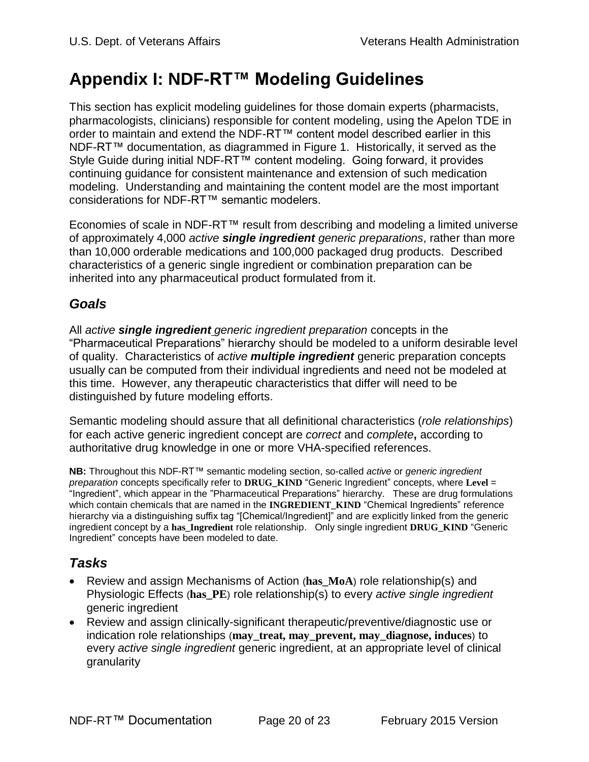# Appendix I: NDF-RT™ Modeling Guidelines

This section has explicit modeling guidelines for those domain experts (pharmacists, pharmacologists, clinicians) responsible for content modeling, using the Apelon TDE in order to maintain and extend the NDF-RT™ content model described earlier in this NDF-RT™ documentation, as diagrammed in Figure 1. Historically, it served as the Style Guide during initial NDF-RT™ content modeling. Going forward, it provides continuing guidance for consistent maintenance and extension of such medication modeling. Understanding and maintaining the content model are the most important considerations for NDF-RT™ semantic modelers.

Economies of scale in NDF-RT™ result from describing and modeling a limited universe of approximately 4,000 *active **single ingredient** generic preparations*, rather than more than 10,000 orderable medications and 100,000 packaged drug products. Described characteristics of a generic single ingredient or combination preparation can be inherited into any pharmaceutical product formulated from it.

## *Goals*

All *active **single ingredient** generic ingredient preparation* concepts in the "Pharmaceutical Preparations" hierarchy should be modeled to a uniform desirable level of quality. Characteristics of *active **multiple ingredient*** generic preparation concepts usually can be computed from their individual ingredients and need not be modeled at this time. However, any therapeutic characteristics that differ will need to be distinguished by future modeling efforts.

Semantic modeling should assure that all definitional characteristics (*role relationships*) for each active generic ingredient concept are *correct* and *complete***,** according to authoritative drug knowledge in one or more VHA-specified references.

**NB:** Throughout this NDF-RT™ semantic modeling section, so-called *active* or *generic ingredient preparation* concepts specifically refer to **DRUG_KIND** "Generic Ingredient" concepts, where **Level** = "Ingredient", which appear in the "Pharmaceutical Preparations" hierarchy. These are drug formulations which contain chemicals that are named in the **INGREDIENT_KIND** "Chemical Ingredients" reference hierarchy via a distinguishing suffix tag "[Chemical/Ingredient]" and are explicitly linked from the generic ingredient concept by a **has_Ingredient** role relationship. Only single ingredient **DRUG_KIND** "Generic Ingredient" concepts have been modeled to date.

## *Tasks*

- Review and assign Mechanisms of Action (**has_MoA**) role relationship(s) and Physiologic Effects (**has_PE**) role relationship(s) to every *active single ingredient* generic ingredient
- Review and assign clinically-significant therapeutic/preventive/diagnostic use or indication role relationships (**may_treat, may_prevent, may_diagnose, induces**) to every *active single ingredient* generic ingredient, at an appropriate level of clinical granularity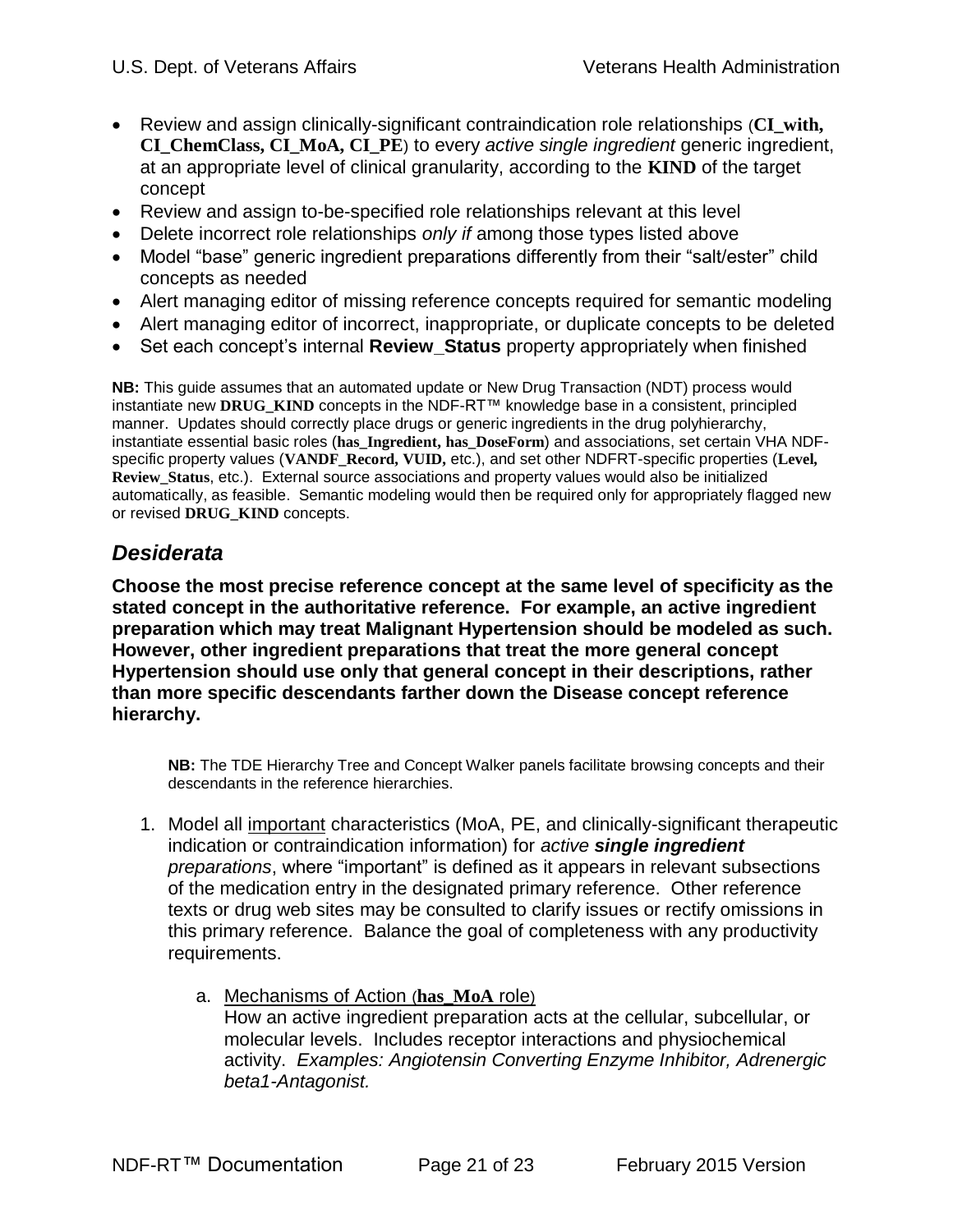- Review and assign clinically-significant contraindication role relationships (**CI_with, CI_ChemClass, CI_MoA, CI_PE**) to every *active single ingredient* generic ingredient, at an appropriate level of clinical granularity, according to the **KIND** of the target concept
- Review and assign to-be-specified role relationships relevant at this level
- Delete incorrect role relationships *only if* among those types listed above
- Model "base" generic ingredient preparations differently from their "salt/ester" child concepts as needed
- Alert managing editor of missing reference concepts required for semantic modeling
- Alert managing editor of incorrect, inappropriate, or duplicate concepts to be deleted
- Set each concept's internal **Review_Status** property appropriately when finished

**NB:** This guide assumes that an automated update or New Drug Transaction (NDT) process would instantiate new **DRUG_KIND** concepts in the NDF-RT™ knowledge base in a consistent, principled manner. Updates should correctly place drugs or generic ingredients in the drug polyhierarchy, instantiate essential basic roles (**has_Ingredient, has_DoseForm**) and associations, set certain VHA NDF-specific property values (**VANDF_Record, VUID,** etc.), and set other NDFRT-specific properties (**Level, Review_Status**, etc.). External source associations and property values would also be initialized automatically, as feasible. Semantic modeling would then be required only for appropriately flagged new or revised **DRUG_KIND** concepts.

## *Desiderata*

**Choose the most precise reference concept at the same level of specificity as the stated concept in the authoritative reference. For example, an active ingredient preparation which may treat Malignant Hypertension should be modeled as such. However, other ingredient preparations that treat the more general concept Hypertension should use only that general concept in their descriptions, rather than more specific descendants farther down the Disease concept reference hierarchy.**

> **NB:** The TDE Hierarchy Tree and Concept Walker panels facilitate browsing concepts and their descendants in the reference hierarchies.

1. Model all <u>important</u> characteristics (MoA, PE, and clinically-significant therapeutic indication or contraindication information) for *active **single ingredient** preparations*, where "important" is defined as it appears in relevant subsections of the medication entry in the designated primary reference. Other reference texts or drug web sites may be consulted to clarify issues or rectify omissions in this primary reference. Balance the goal of completeness with any productivity requirements.

    a. <u>Mechanisms of Action (**has_MoA** role)</u>
    How an active ingredient preparation acts at the cellular, subcellular, or molecular levels. Includes receptor interactions and physiochemical activity. *Examples: Angiotensin Converting Enzyme Inhibitor, Adrenergic beta1-Antagonist.*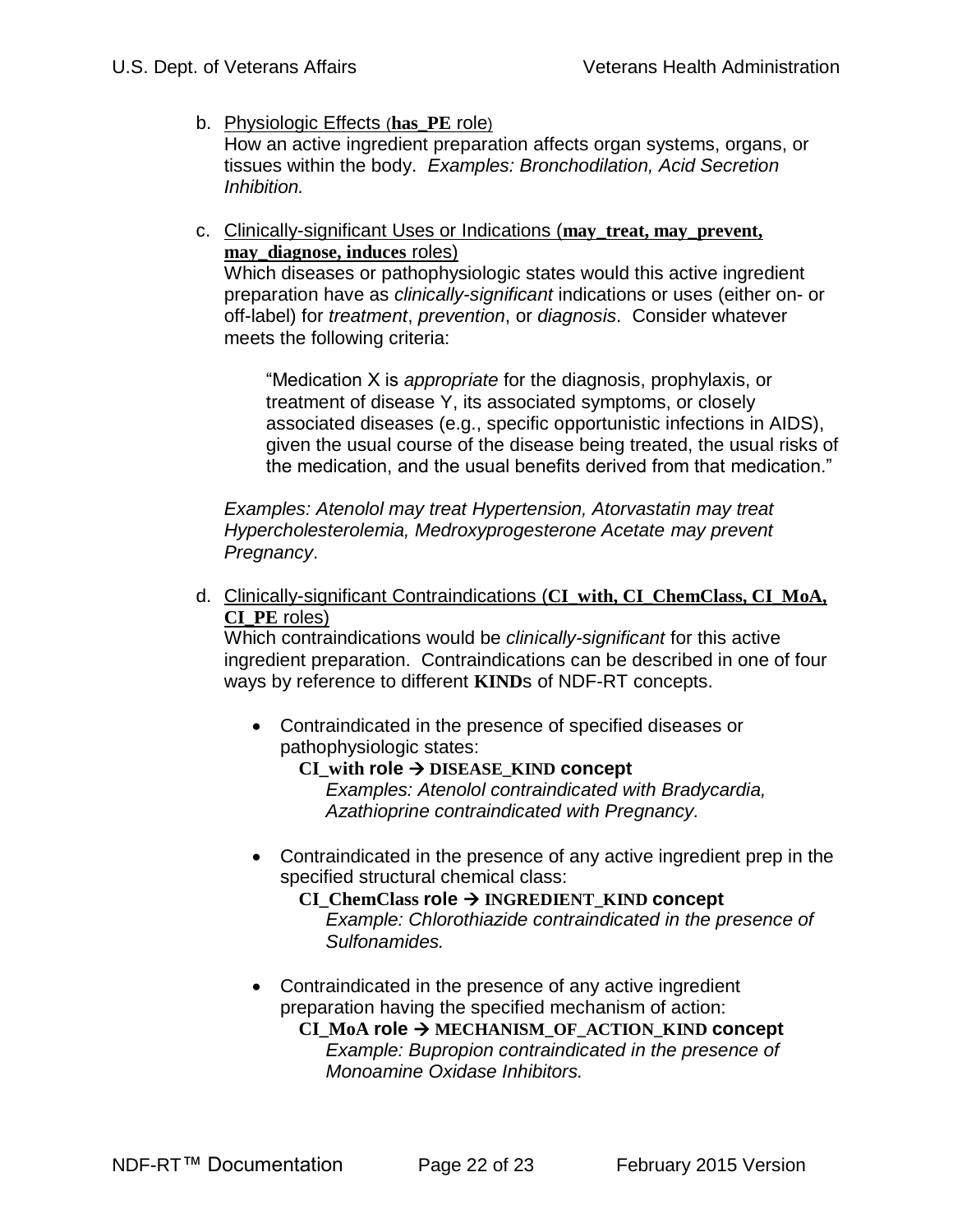b. Physiologic Effects (**has_PE** role)
   How an active ingredient preparation affects organ systems, organs, or tissues within the body. *Examples: Bronchodilation, Acid Secretion Inhibition.*

c. Clinically-significant Uses or Indications (**may_treat, may_prevent, may_diagnose, induces** roles)
   Which diseases or pathophysiologic states would this active ingredient preparation have as *clinically-significant* indications or uses (either on- or off-label) for *treatment*, *prevention*, or *diagnosis*. Consider whatever meets the following criteria:

   > "Medication X is *appropriate* for the diagnosis, prophylaxis, or treatment of disease Y, its associated symptoms, or closely associated diseases (e.g., specific opportunistic infections in AIDS), given the usual course of the disease being treated, the usual risks of the medication, and the usual benefits derived from that medication."

   *Examples: Atenolol may treat Hypertension, Atorvastatin may treat Hypercholesterolemia, Medroxyprogesterone Acetate may prevent Pregnancy*.

d. Clinically-significant Contraindications (**CI_with, CI_ChemClass, CI_MoA, CI_PE** roles)
   Which contraindications would be *clinically-significant* for this active ingredient preparation. Contraindications can be described in one of four ways by reference to different **KIND**s of NDF-RT concepts.

   - Contraindicated in the presence of specified diseases or pathophysiologic states:
     **CI_with role → DISEASE_KIND concept**
     *Examples: Atenolol contraindicated with Bradycardia, Azathioprine contraindicated with Pregnancy.*

   - Contraindicated in the presence of any active ingredient prep in the specified structural chemical class:
     **CI_ChemClass role → INGREDIENT_KIND concept**
     *Example: Chlorothiazide contraindicated in the presence of Sulfonamides.*

   - Contraindicated in the presence of any active ingredient preparation having the specified mechanism of action:
     **CI_MoA role → MECHANISM_OF_ACTION_KIND concept**
     *Example: Bupropion contraindicated in the presence of Monoamine Oxidase Inhibitors.*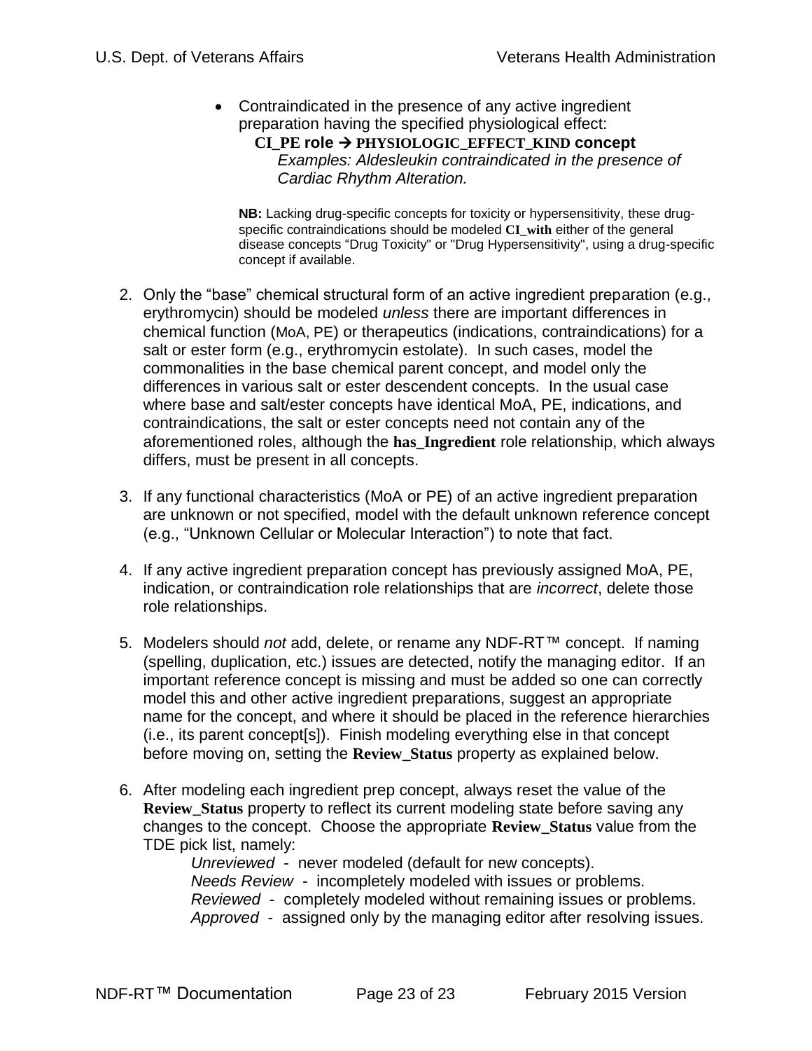- Contraindicated in the presence of any active ingredient preparation having the specified physiological effect:
  **CI_PE role → PHYSIOLOGIC_EFFECT_KIND concept**
  *Examples: Aldesleukin contraindicated in the presence of Cardiac Rhythm Alteration.*

  **NB:** Lacking drug-specific concepts for toxicity or hypersensitivity, these drug-specific contraindications should be modeled **CI_with** either of the general disease concepts "Drug Toxicity" or "Drug Hypersensitivity", using a drug-specific concept if available.

2. Only the "base" chemical structural form of an active ingredient preparation (e.g., erythromycin) should be modeled *unless* there are important differences in chemical function (MoA, PE) or therapeutics (indications, contraindications) for a salt or ester form (e.g., erythromycin estolate). In such cases, model the commonalities in the base chemical parent concept, and model only the differences in various salt or ester descendent concepts. In the usual case where base and salt/ester concepts have identical MoA, PE, indications, and contraindications, the salt or ester concepts need not contain any of the aforementioned roles, although the **has_Ingredient** role relationship, which always differs, must be present in all concepts.

3. If any functional characteristics (MoA or PE) of an active ingredient preparation are unknown or not specified, model with the default unknown reference concept (e.g., "Unknown Cellular or Molecular Interaction") to note that fact.

4. If any active ingredient preparation concept has previously assigned MoA, PE, indication, or contraindication role relationships that are *incorrect*, delete those role relationships.

5. Modelers should *not* add, delete, or rename any NDF-RT™ concept. If naming (spelling, duplication, etc.) issues are detected, notify the managing editor. If an important reference concept is missing and must be added so one can correctly model this and other active ingredient preparations, suggest an appropriate name for the concept, and where it should be placed in the reference hierarchies (i.e., its parent concept[s]). Finish modeling everything else in that concept before moving on, setting the **Review_Status** property as explained below.

6. After modeling each ingredient prep concept, always reset the value of the **Review_Status** property to reflect its current modeling state before saving any changes to the concept. Choose the appropriate **Review_Status** value from the TDE pick list, namely:
   *Unreviewed* - never modeled (default for new concepts).
   *Needs Review* - incompletely modeled with issues or problems.
   *Reviewed* - completely modeled without remaining issues or problems.
   *Approved* - assigned only by the managing editor after resolving issues.